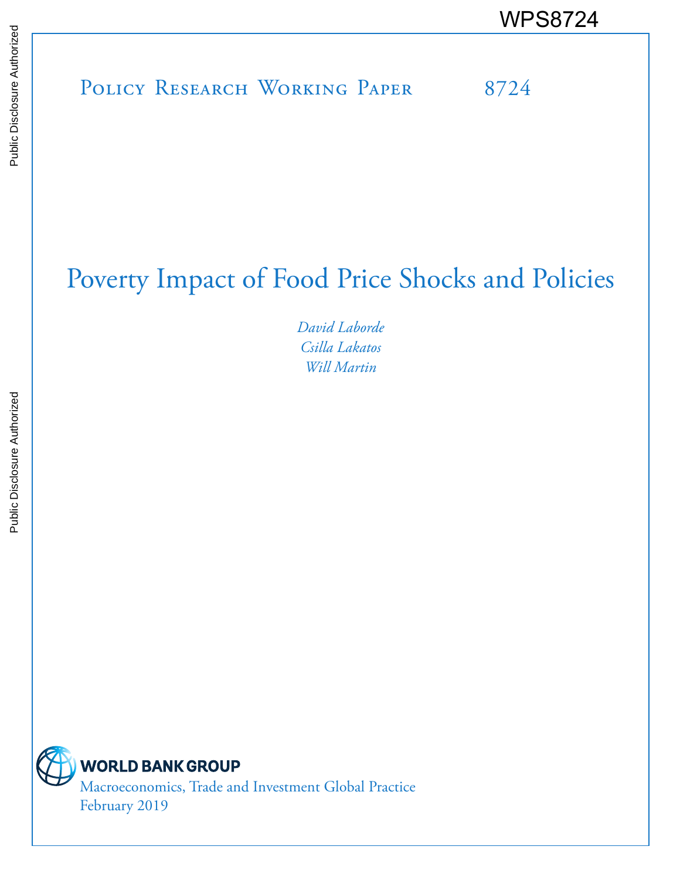WPS8724

Policy Research Working Paper 8724

# Poverty Impact of Food Price Shocks and Policies

*David Laborde*
*Csilla Lakatos*
*Will Martin*

World Bank Group
Macroeconomics, Trade and Investment Global Practice
February 2019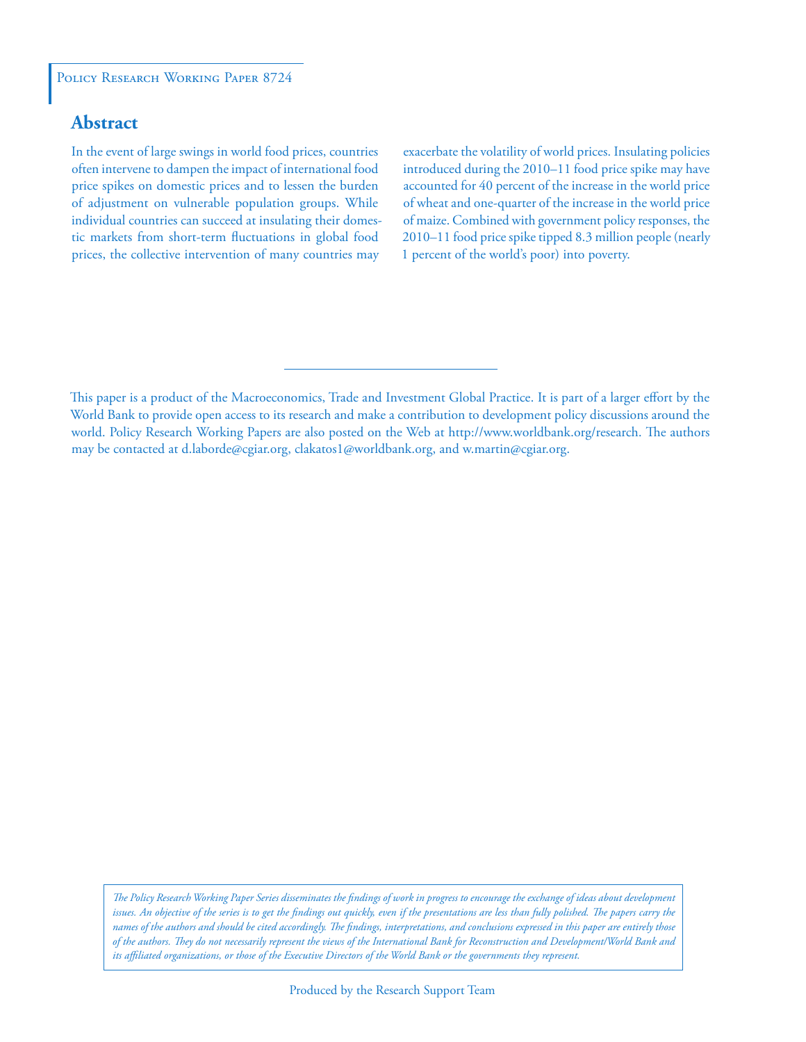Policy Research Working Paper 8724

## Abstract

In the event of large swings in world food prices, countries often intervene to dampen the impact of international food price spikes on domestic prices and to lessen the burden of adjustment on vulnerable population groups. While individual countries can succeed at insulating their domestic markets from short-term fluctuations in global food prices, the collective intervention of many countries may exacerbate the volatility of world prices. Insulating policies introduced during the 2010–11 food price spike may have accounted for 40 percent of the increase in the world price of wheat and one-quarter of the increase in the world price of maize. Combined with government policy responses, the 2010–11 food price spike tipped 8.3 million people (nearly 1 percent of the world's poor) into poverty.

This paper is a product of the Macroeconomics, Trade and Investment Global Practice. It is part of a larger effort by the World Bank to provide open access to its research and make a contribution to development policy discussions around the world. Policy Research Working Papers are also posted on the Web at http://www.worldbank.org/research. The authors may be contacted at d.laborde@cgiar.org, clakatos1@worldbank.org, and w.martin@cgiar.org.

*The Policy Research Working Paper Series disseminates the findings of work in progress to encourage the exchange of ideas about development issues. An objective of the series is to get the findings out quickly, even if the presentations are less than fully polished. The papers carry the names of the authors and should be cited accordingly. The findings, interpretations, and conclusions expressed in this paper are entirely those of the authors. They do not necessarily represent the views of the International Bank for Reconstruction and Development/World Bank and its affiliated organizations, or those of the Executive Directors of the World Bank or the governments they represent.*

Produced by the Research Support Team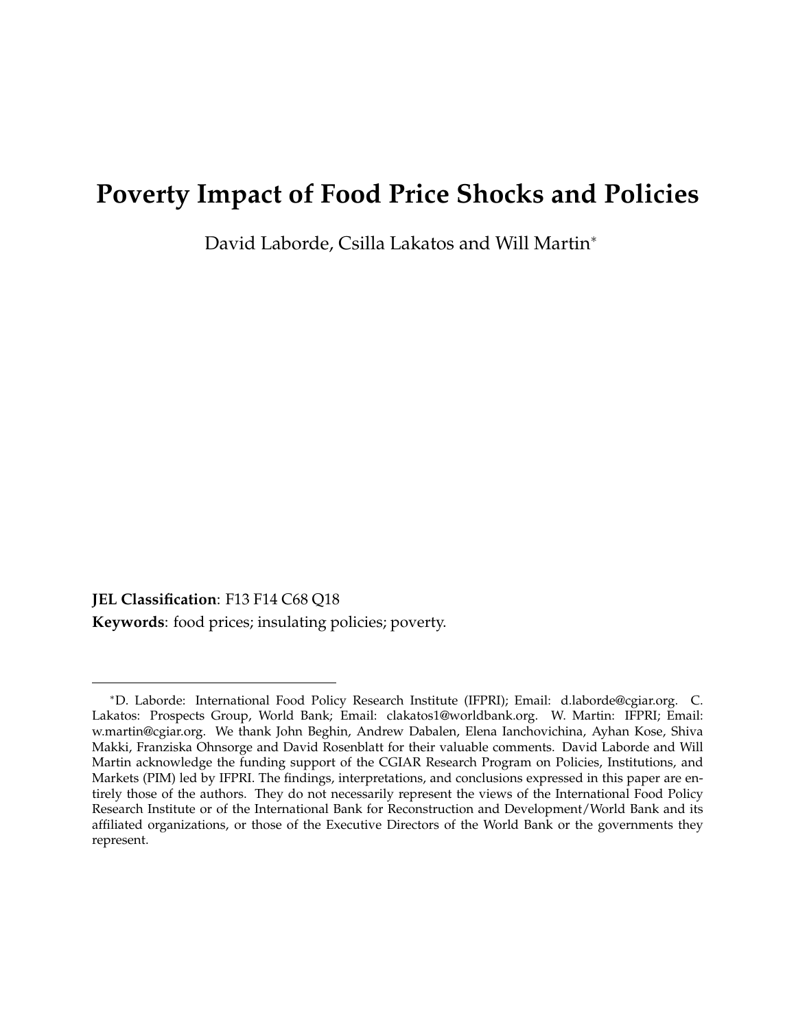# Poverty Impact of Food Price Shocks and Policies

David Laborde, Csilla Lakatos and Will Martin*

**JEL Classification**: F13 F14 C68 Q18

**Keywords**: food prices; insulating policies; poverty.

---

*D. Laborde: International Food Policy Research Institute (IFPRI); Email: d.laborde@cgiar.org. C. Lakatos: Prospects Group, World Bank; Email: clakatos1@worldbank.org. W. Martin: IFPRI; Email: w.martin@cgiar.org. We thank John Beghin, Andrew Dabalen, Elena Ianchovichina, Ayhan Kose, Shiva Makki, Franziska Ohnsorge and David Rosenblatt for their valuable comments. David Laborde and Will Martin acknowledge the funding support of the CGIAR Research Program on Policies, Institutions, and Markets (PIM) led by IFPRI. The findings, interpretations, and conclusions expressed in this paper are entirely those of the authors. They do not necessarily represent the views of the International Food Policy Research Institute or of the International Bank for Reconstruction and Development/World Bank and its affiliated organizations, or those of the Executive Directors of the World Bank or the governments they represent.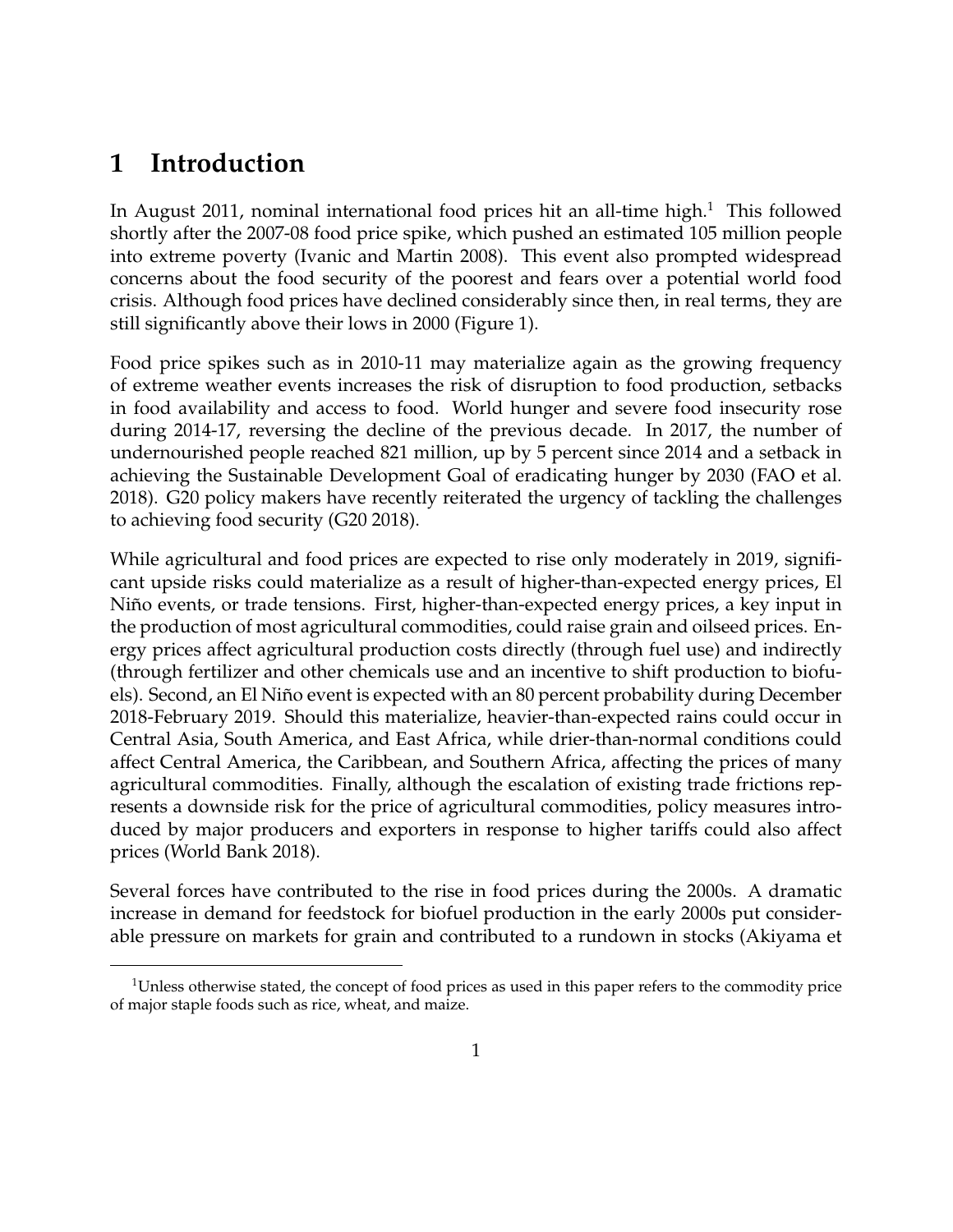# 1 Introduction

In August 2011, nominal international food prices hit an all-time high.[1] This followed shortly after the 2007-08 food price spike, which pushed an estimated 105 million people into extreme poverty (Ivanic and Martin 2008). This event also prompted widespread concerns about the food security of the poorest and fears over a potential world food crisis. Although food prices have declined considerably since then, in real terms, they are still significantly above their lows in 2000 (Figure 1).

Food price spikes such as in 2010-11 may materialize again as the growing frequency of extreme weather events increases the risk of disruption to food production, setbacks in food availability and access to food. World hunger and severe food insecurity rose during 2014-17, reversing the decline of the previous decade. In 2017, the number of undernourished people reached 821 million, up by 5 percent since 2014 and a setback in achieving the Sustainable Development Goal of eradicating hunger by 2030 (FAO et al. 2018). G20 policy makers have recently reiterated the urgency of tackling the challenges to achieving food security (G20 2018).

While agricultural and food prices are expected to rise only moderately in 2019, significant upside risks could materialize as a result of higher-than-expected energy prices, El Niño events, or trade tensions. First, higher-than-expected energy prices, a key input in the production of most agricultural commodities, could raise grain and oilseed prices. Energy prices affect agricultural production costs directly (through fuel use) and indirectly (through fertilizer and other chemicals use and an incentive to shift production to biofuels). Second, an El Niño event is expected with an 80 percent probability during December 2018-February 2019. Should this materialize, heavier-than-expected rains could occur in Central Asia, South America, and East Africa, while drier-than-normal conditions could affect Central America, the Caribbean, and Southern Africa, affecting the prices of many agricultural commodities. Finally, although the escalation of existing trade frictions represents a downside risk for the price of agricultural commodities, policy measures introduced by major producers and exporters in response to higher tariffs could also affect prices (World Bank 2018).

Several forces have contributed to the rise in food prices during the 2000s. A dramatic increase in demand for feedstock for biofuel production in the early 2000s put considerable pressure on markets for grain and contributed to a rundown in stocks (Akiyama et

[1] Unless otherwise stated, the concept of food prices as used in this paper refers to the commodity price of major staple foods such as rice, wheat, and maize.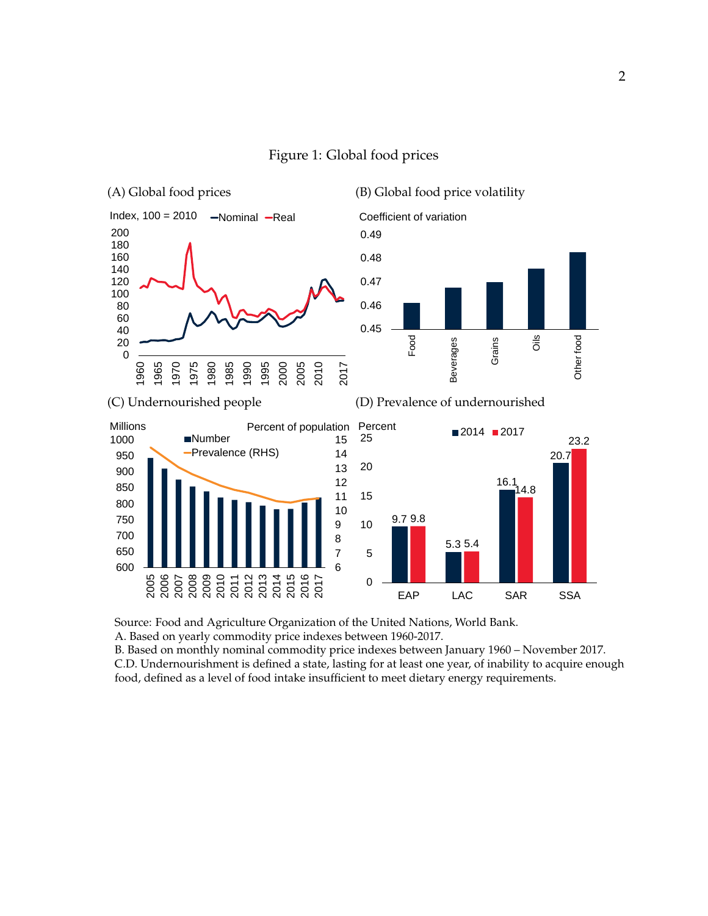Figure 1: Global food prices

(A) Global food prices

(B) Global food price volatility

(C) Undernourished people

(D) Prevalence of undernourished

Source: Food and Agriculture Organization of the United Nations, World Bank.
A. Based on yearly commodity price indexes between 1960-2017.
B. Based on monthly nominal commodity price indexes between January 1960 – November 2017.
C.D. Undernourishment is defined a state, lasting for at least one year, of inability to acquire enough food, defined as a level of food intake insufficient to meet dietary energy requirements.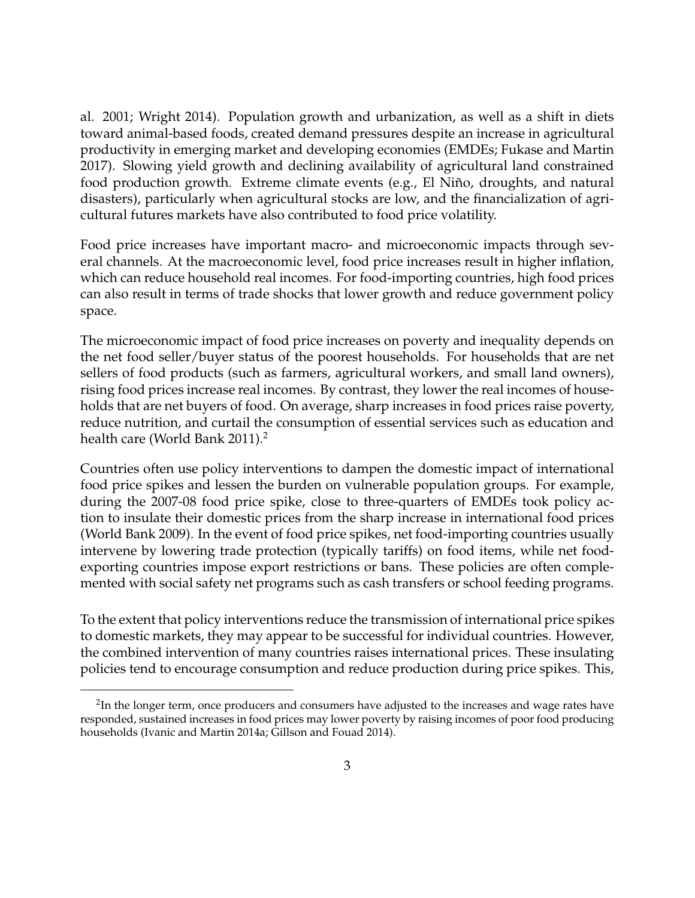al. 2001; Wright 2014). Population growth and urbanization, as well as a shift in diets toward animal-based foods, created demand pressures despite an increase in agricultural productivity in emerging market and developing economies (EMDEs; Fukase and Martin 2017). Slowing yield growth and declining availability of agricultural land constrained food production growth. Extreme climate events (e.g., El Niño, droughts, and natural disasters), particularly when agricultural stocks are low, and the financialization of agricultural futures markets have also contributed to food price volatility.

Food price increases have important macro- and microeconomic impacts through several channels. At the macroeconomic level, food price increases result in higher inflation, which can reduce household real incomes. For food-importing countries, high food prices can also result in terms of trade shocks that lower growth and reduce government policy space.

The microeconomic impact of food price increases on poverty and inequality depends on the net food seller/buyer status of the poorest households. For households that are net sellers of food products (such as farmers, agricultural workers, and small land owners), rising food prices increase real incomes. By contrast, they lower the real incomes of households that are net buyers of food. On average, sharp increases in food prices raise poverty, reduce nutrition, and curtail the consumption of essential services such as education and health care (World Bank 2011).[2]

Countries often use policy interventions to dampen the domestic impact of international food price spikes and lessen the burden on vulnerable population groups. For example, during the 2007-08 food price spike, close to three-quarters of EMDEs took policy action to insulate their domestic prices from the sharp increase in international food prices (World Bank 2009). In the event of food price spikes, net food-importing countries usually intervene by lowering trade protection (typically tariffs) on food items, while net food-exporting countries impose export restrictions or bans. These policies are often complemented with social safety net programs such as cash transfers or school feeding programs.

To the extent that policy interventions reduce the transmission of international price spikes to domestic markets, they may appear to be successful for individual countries. However, the combined intervention of many countries raises international prices. These insulating policies tend to encourage consumption and reduce production during price spikes. This,

[2] In the longer term, once producers and consumers have adjusted to the increases and wage rates have responded, sustained increases in food prices may lower poverty by raising incomes of poor food producing households (Ivanic and Martin 2014a; Gillson and Fouad 2014).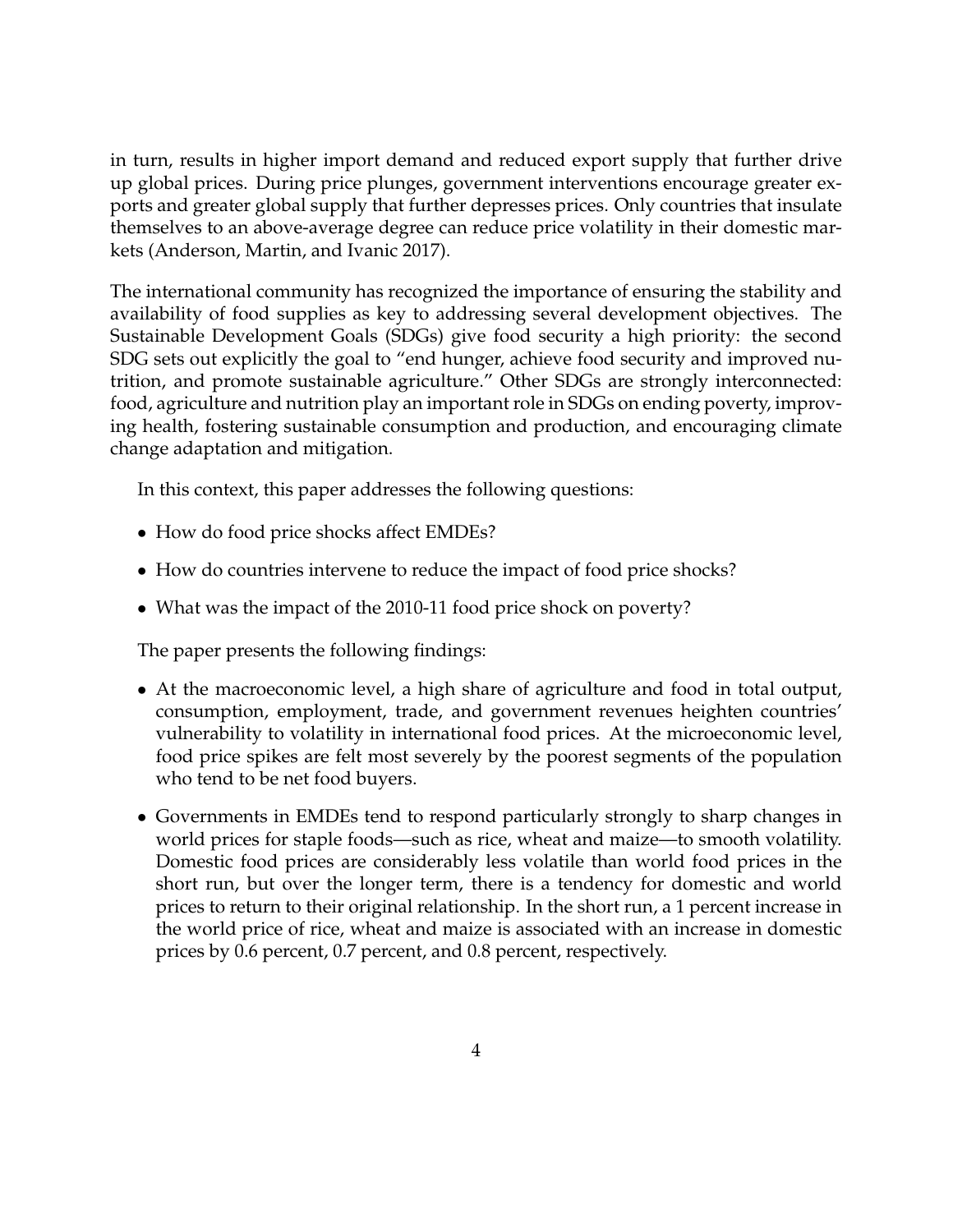in turn, results in higher import demand and reduced export supply that further drive up global prices. During price plunges, government interventions encourage greater exports and greater global supply that further depresses prices. Only countries that insulate themselves to an above-average degree can reduce price volatility in their domestic markets (Anderson, Martin, and Ivanic 2017).

The international community has recognized the importance of ensuring the stability and availability of food supplies as key to addressing several development objectives. The Sustainable Development Goals (SDGs) give food security a high priority: the second SDG sets out explicitly the goal to "end hunger, achieve food security and improved nutrition, and promote sustainable agriculture." Other SDGs are strongly interconnected: food, agriculture and nutrition play an important role in SDGs on ending poverty, improving health, fostering sustainable consumption and production, and encouraging climate change adaptation and mitigation.

In this context, this paper addresses the following questions:

- How do food price shocks affect EMDEs?
- How do countries intervene to reduce the impact of food price shocks?
- What was the impact of the 2010-11 food price shock on poverty?

The paper presents the following findings:

- At the macroeconomic level, a high share of agriculture and food in total output, consumption, employment, trade, and government revenues heighten countries' vulnerability to volatility in international food prices. At the microeconomic level, food price spikes are felt most severely by the poorest segments of the population who tend to be net food buyers.
- Governments in EMDEs tend to respond particularly strongly to sharp changes in world prices for staple foods—such as rice, wheat and maize—to smooth volatility. Domestic food prices are considerably less volatile than world food prices in the short run, but over the longer term, there is a tendency for domestic and world prices to return to their original relationship. In the short run, a 1 percent increase in the world price of rice, wheat and maize is associated with an increase in domestic prices by 0.6 percent, 0.7 percent, and 0.8 percent, respectively.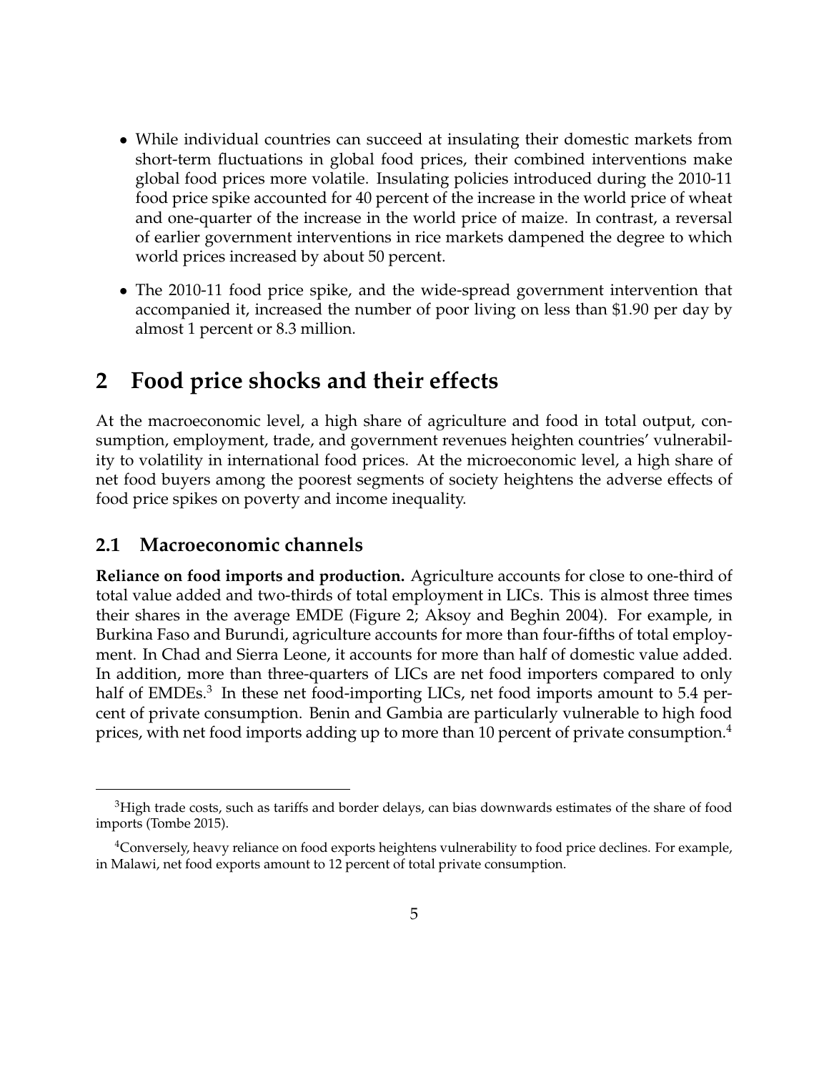- While individual countries can succeed at insulating their domestic markets from short-term fluctuations in global food prices, their combined interventions make global food prices more volatile. Insulating policies introduced during the 2010-11 food price spike accounted for 40 percent of the increase in the world price of wheat and one-quarter of the increase in the world price of maize. In contrast, a reversal of earlier government interventions in rice markets dampened the degree to which world prices increased by about 50 percent.
- The 2010-11 food price spike, and the wide-spread government intervention that accompanied it, increased the number of poor living on less than $1.90 per day by almost 1 percent or 8.3 million.

## 2 Food price shocks and their effects

At the macroeconomic level, a high share of agriculture and food in total output, consumption, employment, trade, and government revenues heighten countries' vulnerability to volatility in international food prices. At the microeconomic level, a high share of net food buyers among the poorest segments of society heightens the adverse effects of food price spikes on poverty and income inequality.

### 2.1 Macroeconomic channels

**Reliance on food imports and production.** Agriculture accounts for close to one-third of total value added and two-thirds of total employment in LICs. This is almost three times their shares in the average EMDE (Figure 2; Aksoy and Beghin 2004). For example, in Burkina Faso and Burundi, agriculture accounts for more than four-fifths of total employment. In Chad and Sierra Leone, it accounts for more than half of domestic value added. In addition, more than three-quarters of LICs are net food importers compared to only half of EMDEs.[3] In these net food-importing LICs, net food imports amount to 5.4 percent of private consumption. Benin and Gambia are particularly vulnerable to high food prices, with net food imports adding up to more than 10 percent of private consumption.[4]

---

[3]High trade costs, such as tariffs and border delays, can bias downwards estimates of the share of food imports (Tombe 2015).

[4]Conversely, heavy reliance on food exports heightens vulnerability to food price declines. For example, in Malawi, net food exports amount to 12 percent of total private consumption.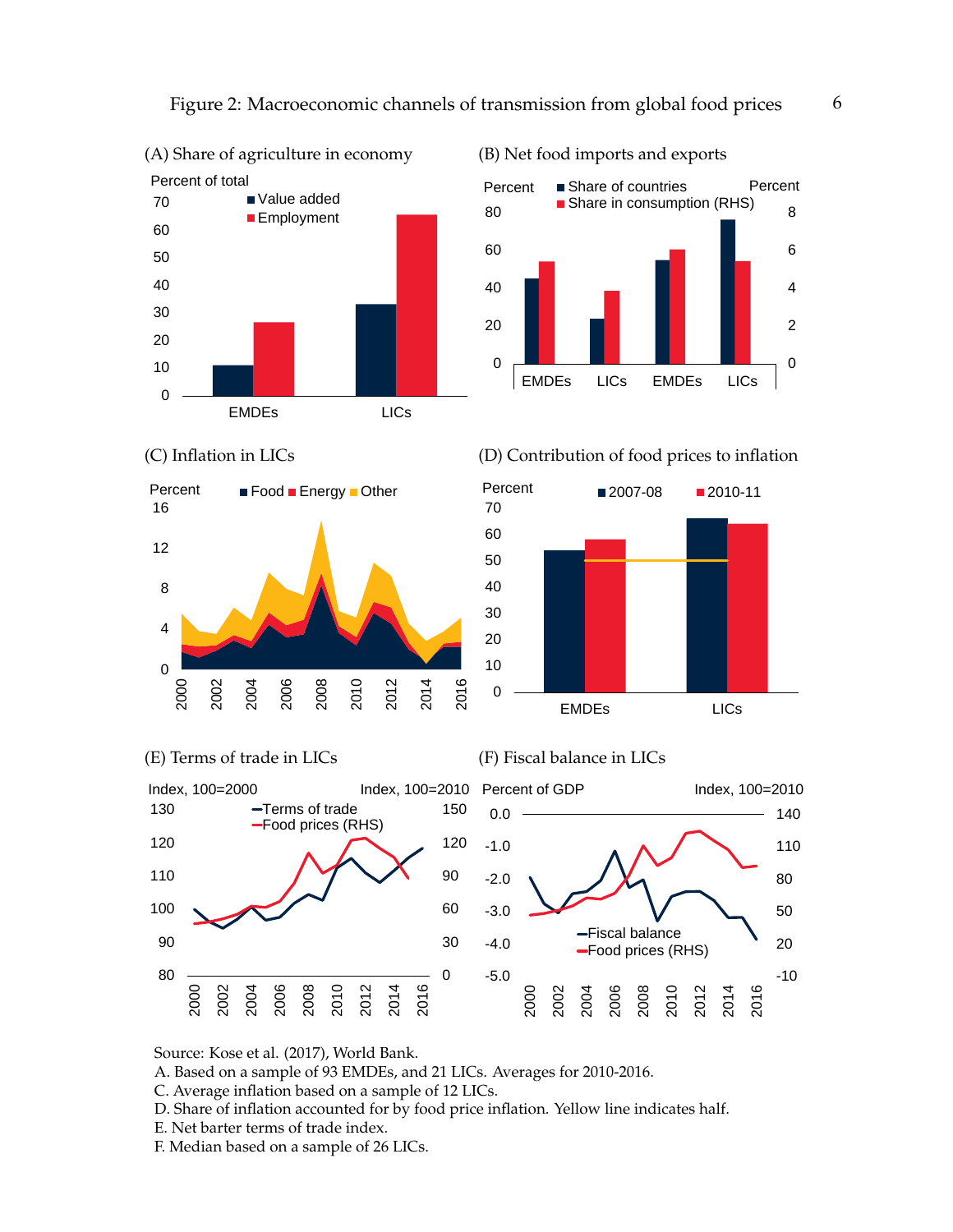Figure 2: Macroeconomic channels of transmission from global food prices

(A) Share of agriculture in economy

(B) Net food imports and exports

(C) Inflation in LICs

(D) Contribution of food prices to inflation

(E) Terms of trade in LICs

(F) Fiscal balance in LICs

Source: Kose et al. (2017), World Bank.
A. Based on a sample of 93 EMDEs, and 21 LICs. Averages for 2010-2016.
C. Average inflation based on a sample of 12 LICs.
D. Share of inflation accounted for by food price inflation. Yellow line indicates half.
E. Net barter terms of trade index.
F. Median based on a sample of 26 LICs.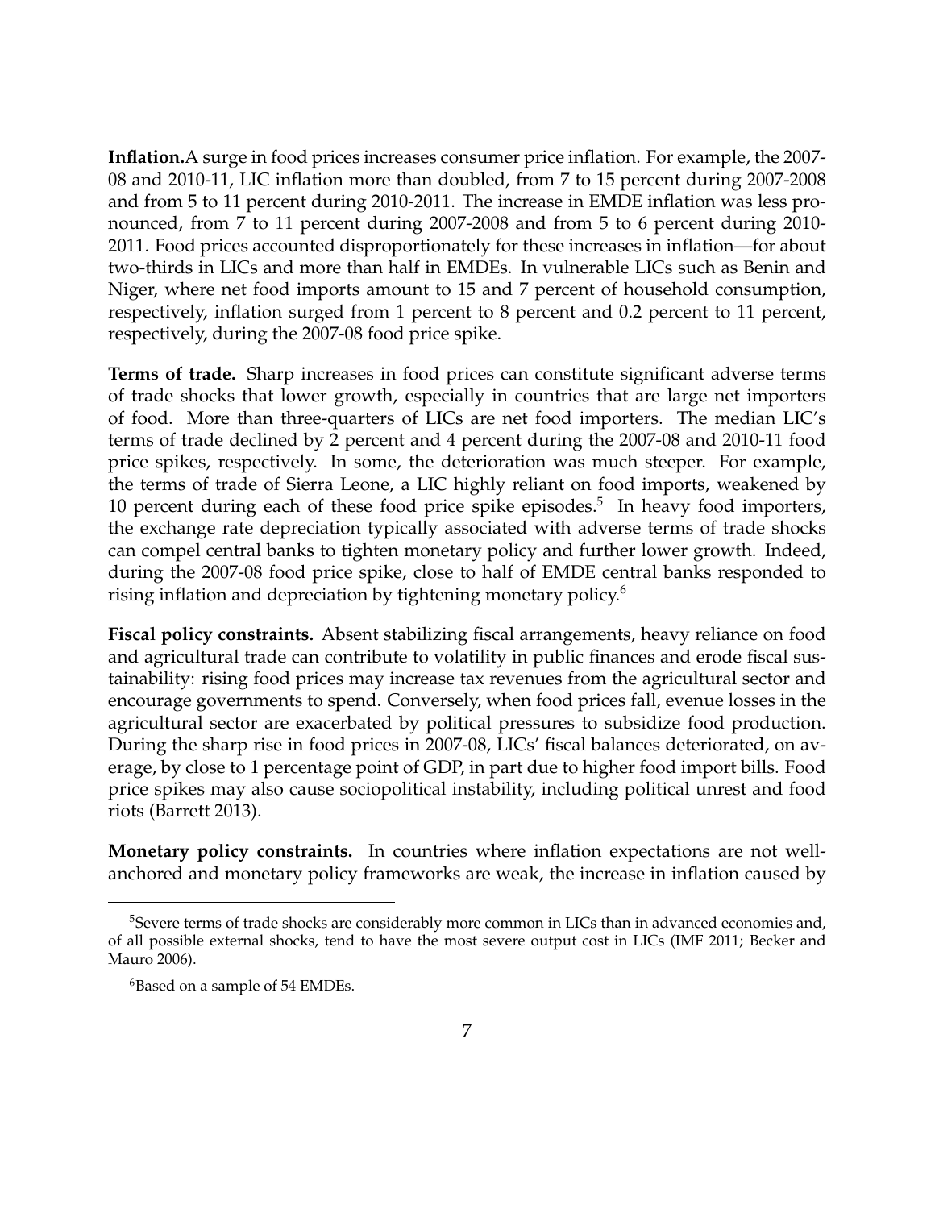**Inflation.**A surge in food prices increases consumer price inflation. For example, the 2007-08 and 2010-11, LIC inflation more than doubled, from 7 to 15 percent during 2007-2008 and from 5 to 11 percent during 2010-2011. The increase in EMDE inflation was less pronounced, from 7 to 11 percent during 2007-2008 and from 5 to 6 percent during 2010-2011. Food prices accounted disproportionately for these increases in inflation—for about two-thirds in LICs and more than half in EMDEs. In vulnerable LICs such as Benin and Niger, where net food imports amount to 15 and 7 percent of household consumption, respectively, inflation surged from 1 percent to 8 percent and 0.2 percent to 11 percent, respectively, during the 2007-08 food price spike.

**Terms of trade.** Sharp increases in food prices can constitute significant adverse terms of trade shocks that lower growth, especially in countries that are large net importers of food. More than three-quarters of LICs are net food importers. The median LIC's terms of trade declined by 2 percent and 4 percent during the 2007-08 and 2010-11 food price spikes, respectively. In some, the deterioration was much steeper. For example, the terms of trade of Sierra Leone, a LIC highly reliant on food imports, weakened by 10 percent during each of these food price spike episodes.[5] In heavy food importers, the exchange rate depreciation typically associated with adverse terms of trade shocks can compel central banks to tighten monetary policy and further lower growth. Indeed, during the 2007-08 food price spike, close to half of EMDE central banks responded to rising inflation and depreciation by tightening monetary policy.[6]

**Fiscal policy constraints.** Absent stabilizing fiscal arrangements, heavy reliance on food and agricultural trade can contribute to volatility in public finances and erode fiscal sustainability: rising food prices may increase tax revenues from the agricultural sector and encourage governments to spend. Conversely, when food prices fall, evenue losses in the agricultural sector are exacerbated by political pressures to subsidize food production. During the sharp rise in food prices in 2007-08, LICs' fiscal balances deteriorated, on average, by close to 1 percentage point of GDP, in part due to higher food import bills. Food price spikes may also cause sociopolitical instability, including political unrest and food riots (Barrett 2013).

**Monetary policy constraints.** In countries where inflation expectations are not well-anchored and monetary policy frameworks are weak, the increase in inflation caused by

---

[5]Severe terms of trade shocks are considerably more common in LICs than in advanced economies and, of all possible external shocks, tend to have the most severe output cost in LICs (IMF 2011; Becker and Mauro 2006).

[6]Based on a sample of 54 EMDEs.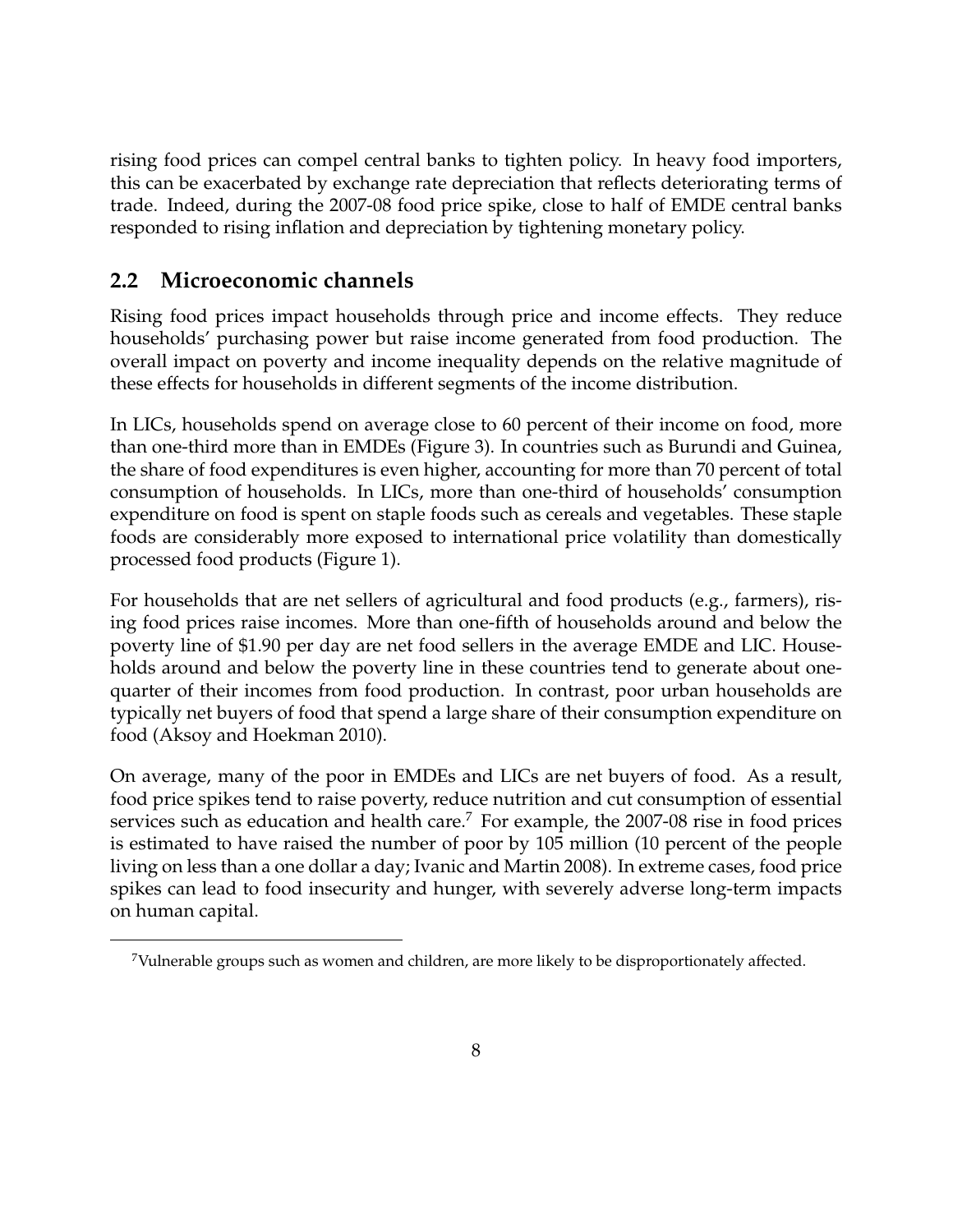rising food prices can compel central banks to tighten policy. In heavy food importers, this can be exacerbated by exchange rate depreciation that reflects deteriorating terms of trade. Indeed, during the 2007-08 food price spike, close to half of EMDE central banks responded to rising inflation and depreciation by tightening monetary policy.

## 2.2 Microeconomic channels

Rising food prices impact households through price and income effects. They reduce households' purchasing power but raise income generated from food production. The overall impact on poverty and income inequality depends on the relative magnitude of these effects for households in different segments of the income distribution.

In LICs, households spend on average close to 60 percent of their income on food, more than one-third more than in EMDEs (Figure 3). In countries such as Burundi and Guinea, the share of food expenditures is even higher, accounting for more than 70 percent of total consumption of households. In LICs, more than one-third of households' consumption expenditure on food is spent on staple foods such as cereals and vegetables. These staple foods are considerably more exposed to international price volatility than domestically processed food products (Figure 1).

For households that are net sellers of agricultural and food products (e.g., farmers), rising food prices raise incomes. More than one-fifth of households around and below the poverty line of $1.90 per day are net food sellers in the average EMDE and LIC. Households around and below the poverty line in these countries tend to generate about one-quarter of their incomes from food production. In contrast, poor urban households are typically net buyers of food that spend a large share of their consumption expenditure on food (Aksoy and Hoekman 2010).

On average, many of the poor in EMDEs and LICs are net buyers of food. As a result, food price spikes tend to raise poverty, reduce nutrition and cut consumption of essential services such as education and health care.[7] For example, the 2007-08 rise in food prices is estimated to have raised the number of poor by 105 million (10 percent of the people living on less than a one dollar a day; Ivanic and Martin 2008). In extreme cases, food price spikes can lead to food insecurity and hunger, with severely adverse long-term impacts on human capital.

[7] Vulnerable groups such as women and children, are more likely to be disproportionately affected.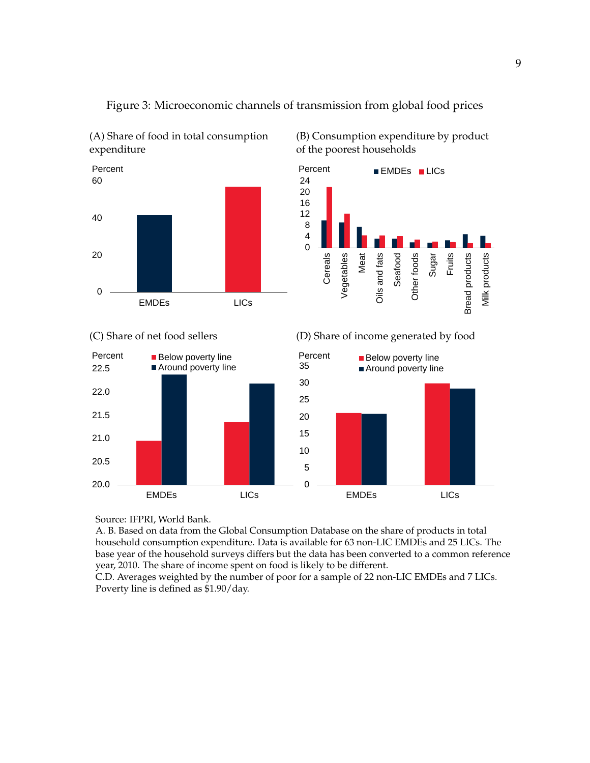Figure 3: Microeconomic channels of transmission from global food prices

(A) Share of food in total consumption expenditure

(B) Consumption expenditure by product of the poorest households

(C) Share of net food sellers

(D) Share of income generated by food

Source: IFPRI, World Bank.
A. B. Based on data from the Global Consumption Database on the share of products in total household consumption expenditure. Data is available for 63 non-LIC EMDEs and 25 LICs. The base year of the household surveys differs but the data has been converted to a common reference year, 2010. The share of income spent on food is likely to be different.
C.D. Averages weighted by the number of poor for a sample of 22 non-LIC EMDEs and 7 LICs. Poverty line is defined as \$1.90/day.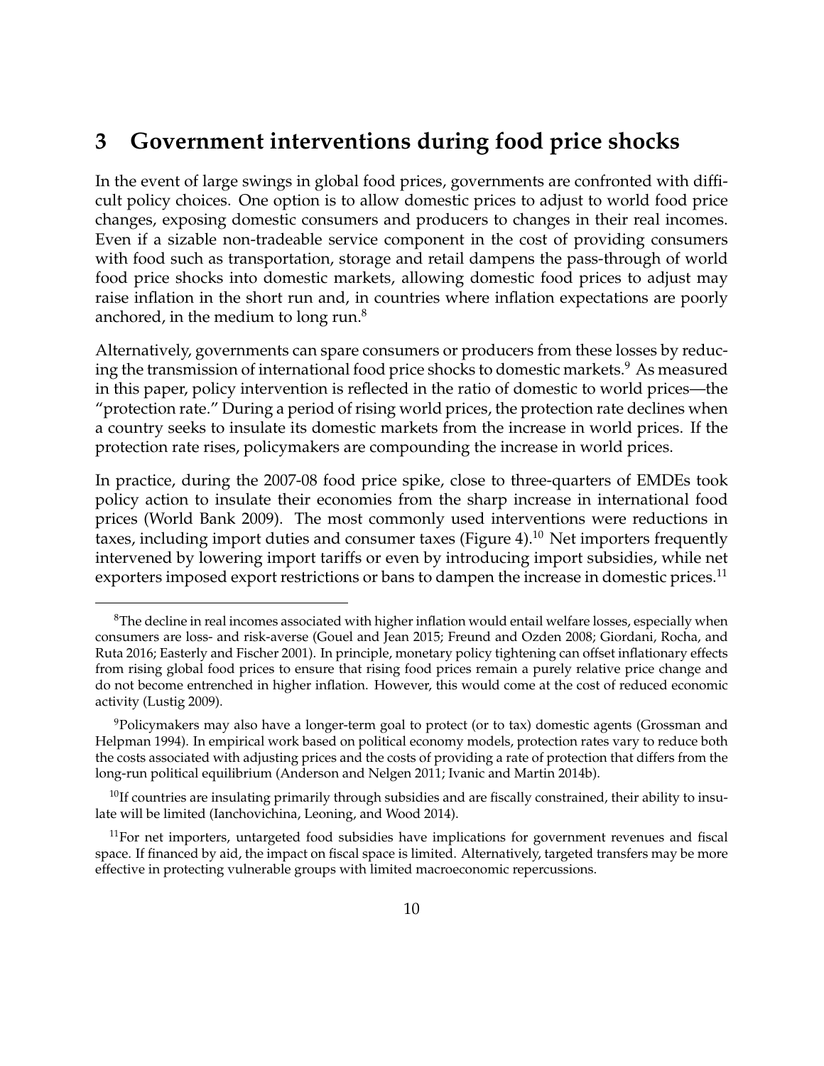## 3 Government interventions during food price shocks

In the event of large swings in global food prices, governments are confronted with difficult policy choices. One option is to allow domestic prices to adjust to world food price changes, exposing domestic consumers and producers to changes in their real incomes. Even if a sizable non-tradeable service component in the cost of providing consumers with food such as transportation, storage and retail dampens the pass-through of world food price shocks into domestic markets, allowing domestic food prices to adjust may raise inflation in the short run and, in countries where inflation expectations are poorly anchored, in the medium to long run.[8]

Alternatively, governments can spare consumers or producers from these losses by reducing the transmission of international food price shocks to domestic markets.[9] As measured in this paper, policy intervention is reflected in the ratio of domestic to world prices—the "protection rate." During a period of rising world prices, the protection rate declines when a country seeks to insulate its domestic markets from the increase in world prices. If the protection rate rises, policymakers are compounding the increase in world prices.

In practice, during the 2007-08 food price spike, close to three-quarters of EMDEs took policy action to insulate their economies from the sharp increase in international food prices (World Bank 2009). The most commonly used interventions were reductions in taxes, including import duties and consumer taxes (Figure 4).[10] Net importers frequently intervened by lowering import tariffs or even by introducing import subsidies, while net exporters imposed export restrictions or bans to dampen the increase in domestic prices.[11]

---

[8]The decline in real incomes associated with higher inflation would entail welfare losses, especially when consumers are loss- and risk-averse (Gouel and Jean 2015; Freund and Ozden 2008; Giordani, Rocha, and Ruta 2016; Easterly and Fischer 2001). In principle, monetary policy tightening can offset inflationary effects from rising global food prices to ensure that rising food prices remain a purely relative price change and do not become entrenched in higher inflation. However, this would come at the cost of reduced economic activity (Lustig 2009).

[9]Policymakers may also have a longer-term goal to protect (or to tax) domestic agents (Grossman and Helpman 1994). In empirical work based on political economy models, protection rates vary to reduce both the costs associated with adjusting prices and the costs of providing a rate of protection that differs from the long-run political equilibrium (Anderson and Nelgen 2011; Ivanic and Martin 2014b).

[10]If countries are insulating primarily through subsidies and are fiscally constrained, their ability to insulate will be limited (Ianchovichina, Leoning, and Wood 2014).

[11]For net importers, untargeted food subsidies have implications for government revenues and fiscal space. If financed by aid, the impact on fiscal space is limited. Alternatively, targeted transfers may be more effective in protecting vulnerable groups with limited macroeconomic repercussions.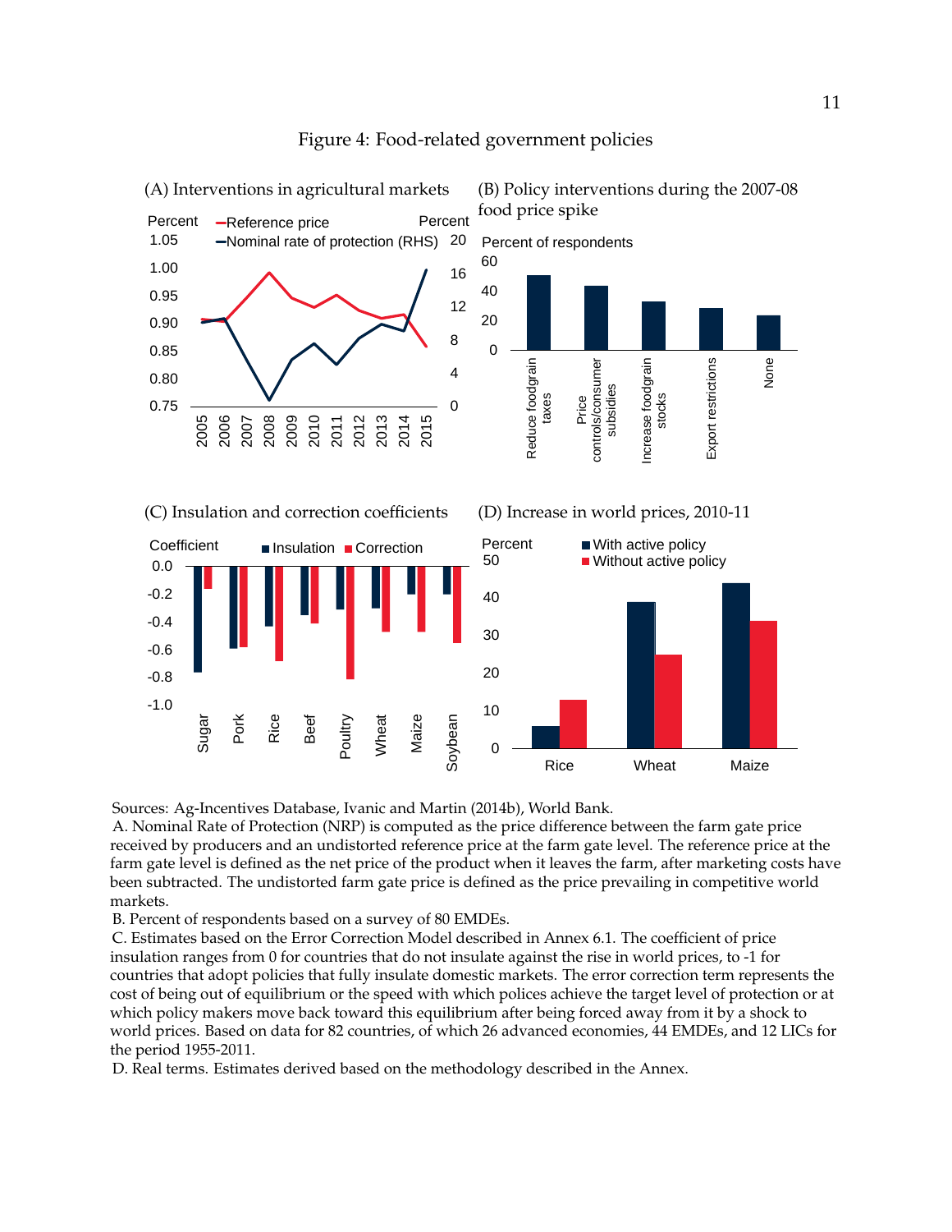Figure 4: Food-related government policies

(A) Interventions in agricultural markets

(B) Policy interventions during the 2007-08 food price spike

(C) Insulation and correction coefficients

(D) Increase in world prices, 2010-11

Sources: Ag-Incentives Database, Ivanic and Martin (2014b), World Bank.

A. Nominal Rate of Protection (NRP) is computed as the price difference between the farm gate price received by producers and an undistorted reference price at the farm gate level. The reference price at the farm gate level is defined as the net price of the product when it leaves the farm, after marketing costs have been subtracted. The undistorted farm gate price is defined as the price prevailing in competitive world markets.

B. Percent of respondents based on a survey of 80 EMDEs.

C. Estimates based on the Error Correction Model described in Annex 6.1. The coefficient of price insulation ranges from 0 for countries that do not insulate against the rise in world prices, to -1 for countries that adopt policies that fully insulate domestic markets. The error correction term represents the cost of being out of equilibrium or the speed with which polices achieve the target level of protection or at which policy makers move back toward this equilibrium after being forced away from it by a shock to world prices. Based on data for 82 countries, of which 26 advanced economies, 44 EMDEs, and 12 LICs for the period 1955-2011.

D. Real terms. Estimates derived based on the methodology described in the Annex.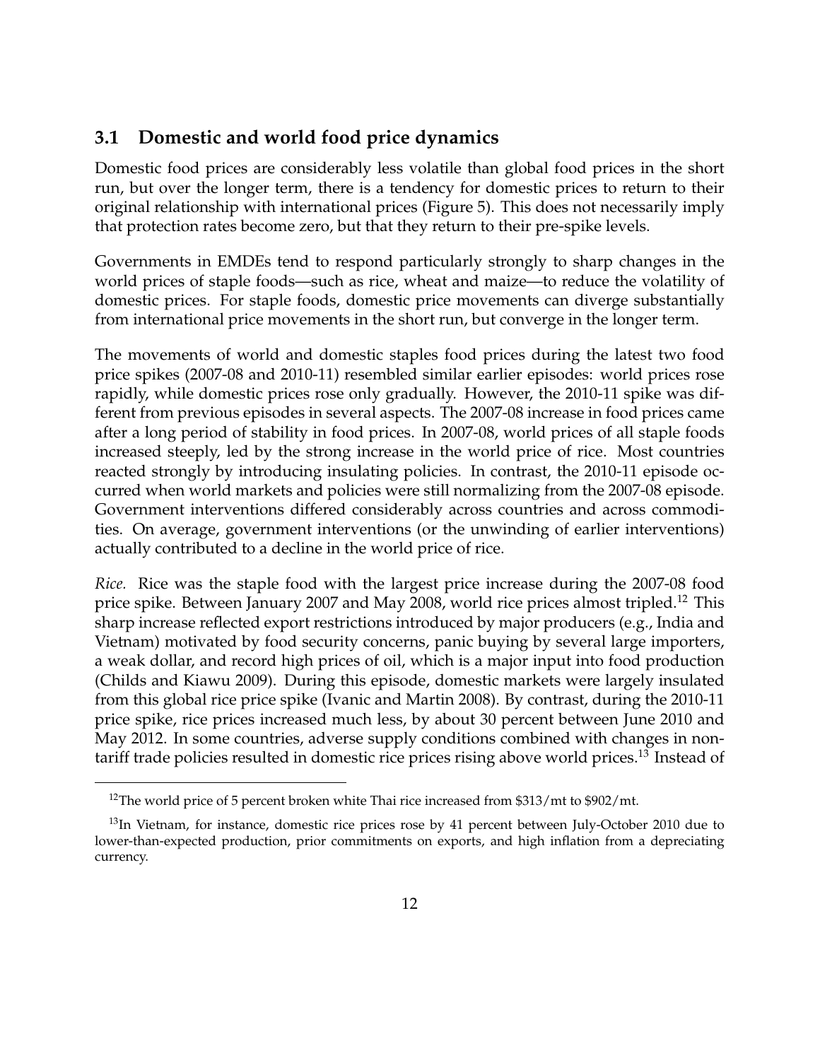## 3.1 Domestic and world food price dynamics

Domestic food prices are considerably less volatile than global food prices in the short run, but over the longer term, there is a tendency for domestic prices to return to their original relationship with international prices (Figure 5). This does not necessarily imply that protection rates become zero, but that they return to their pre-spike levels.

Governments in EMDEs tend to respond particularly strongly to sharp changes in the world prices of staple foods—such as rice, wheat and maize—to reduce the volatility of domestic prices. For staple foods, domestic price movements can diverge substantially from international price movements in the short run, but converge in the longer term.

The movements of world and domestic staples food prices during the latest two food price spikes (2007-08 and 2010-11) resembled similar earlier episodes: world prices rose rapidly, while domestic prices rose only gradually. However, the 2010-11 spike was different from previous episodes in several aspects. The 2007-08 increase in food prices came after a long period of stability in food prices. In 2007-08, world prices of all staple foods increased steeply, led by the strong increase in the world price of rice. Most countries reacted strongly by introducing insulating policies. In contrast, the 2010-11 episode occurred when world markets and policies were still normalizing from the 2007-08 episode. Government interventions differed considerably across countries and across commodities. On average, government interventions (or the unwinding of earlier interventions) actually contributed to a decline in the world price of rice.

*Rice.* Rice was the staple food with the largest price increase during the 2007-08 food price spike. Between January 2007 and May 2008, world rice prices almost tripled.[12] This sharp increase reflected export restrictions introduced by major producers (e.g., India and Vietnam) motivated by food security concerns, panic buying by several large importers, a weak dollar, and record high prices of oil, which is a major input into food production (Childs and Kiawu 2009). During this episode, domestic markets were largely insulated from this global rice price spike (Ivanic and Martin 2008). By contrast, during the 2010-11 price spike, rice prices increased much less, by about 30 percent between June 2010 and May 2012. In some countries, adverse supply conditions combined with changes in non-tariff trade policies resulted in domestic rice prices rising above world prices.[13] Instead of

[12] The world price of 5 percent broken white Thai rice increased from $313/mt to $902/mt.

[13] In Vietnam, for instance, domestic rice prices rose by 41 percent between July-October 2010 due to lower-than-expected production, prior commitments on exports, and high inflation from a depreciating currency.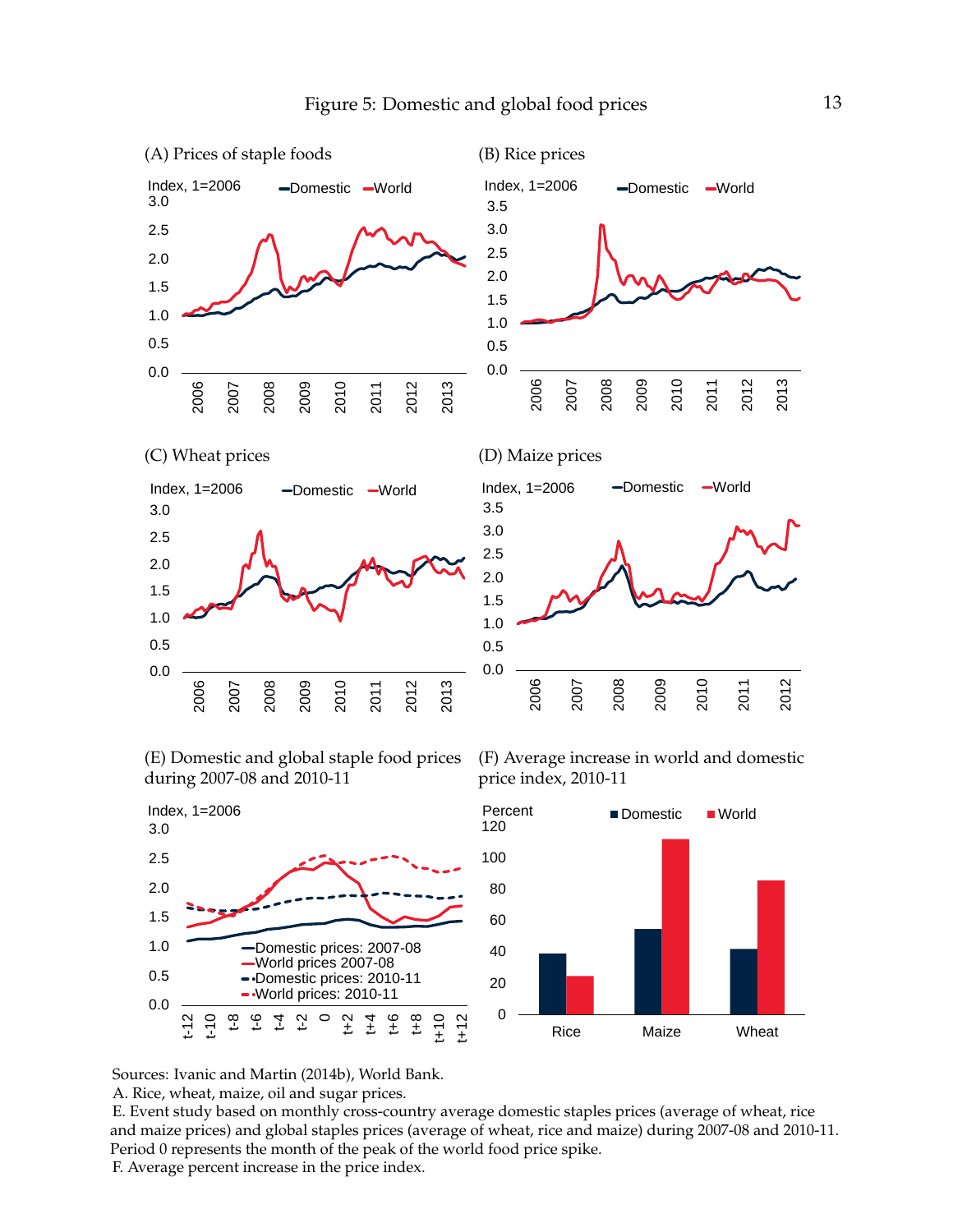# Figure 5: Domestic and global food prices

(A) Prices of staple foods

(B) Rice prices

(C) Wheat prices

(D) Maize prices

(E) Domestic and global staple food prices during 2007-08 and 2010-11

(F) Average increase in world and domestic price index, 2010-11

Sources: Ivanic and Martin (2014b), World Bank.

A. Rice, wheat, maize, oil and sugar prices.

E. Event study based on monthly cross-country average domestic staples prices (average of wheat, rice and maize prices) and global staples prices (average of wheat, rice and maize) during 2007-08 and 2010-11. Period 0 represents the month of the peak of the world food price spike.

F. Average percent increase in the price index.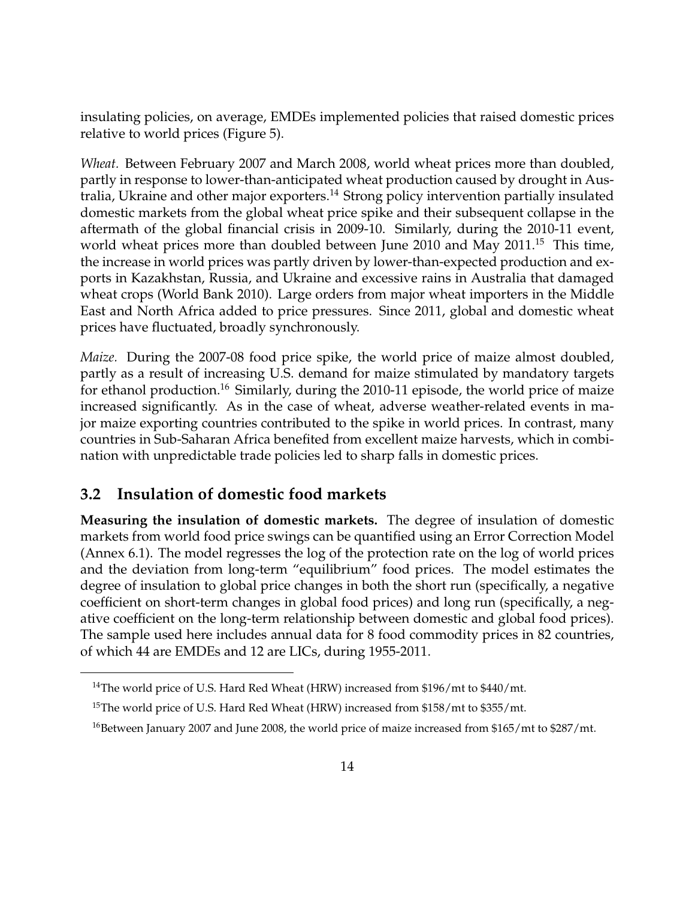insulating policies, on average, EMDEs implemented policies that raised domestic prices relative to world prices (Figure 5).

*Wheat.* Between February 2007 and March 2008, world wheat prices more than doubled, partly in response to lower-than-anticipated wheat production caused by drought in Australia, Ukraine and other major exporters.[14] Strong policy intervention partially insulated domestic markets from the global wheat price spike and their subsequent collapse in the aftermath of the global financial crisis in 2009-10. Similarly, during the 2010-11 event, world wheat prices more than doubled between June 2010 and May 2011.[15] This time, the increase in world prices was partly driven by lower-than-expected production and exports in Kazakhstan, Russia, and Ukraine and excessive rains in Australia that damaged wheat crops (World Bank 2010). Large orders from major wheat importers in the Middle East and North Africa added to price pressures. Since 2011, global and domestic wheat prices have fluctuated, broadly synchronously.

*Maize.* During the 2007-08 food price spike, the world price of maize almost doubled, partly as a result of increasing U.S. demand for maize stimulated by mandatory targets for ethanol production.[16] Similarly, during the 2010-11 episode, the world price of maize increased significantly. As in the case of wheat, adverse weather-related events in major maize exporting countries contributed to the spike in world prices. In contrast, many countries in Sub-Saharan Africa benefited from excellent maize harvests, which in combination with unpredictable trade policies led to sharp falls in domestic prices.

## 3.2 Insulation of domestic food markets

**Measuring the insulation of domestic markets.** The degree of insulation of domestic markets from world food price swings can be quantified using an Error Correction Model (Annex 6.1). The model regresses the log of the protection rate on the log of world prices and the deviation from long-term "equilibrium" food prices. The model estimates the degree of insulation to global price changes in both the short run (specifically, a negative coefficient on short-term changes in global food prices) and long run (specifically, a negative coefficient on the long-term relationship between domestic and global food prices). The sample used here includes annual data for 8 food commodity prices in 82 countries, of which 44 are EMDEs and 12 are LICs, during 1955-2011.

---

[14] The world price of U.S. Hard Red Wheat (HRW) increased from \$196/mt to \$440/mt.

[15] The world price of U.S. Hard Red Wheat (HRW) increased from \$158/mt to \$355/mt.

[16] Between January 2007 and June 2008, the world price of maize increased from \$165/mt to \$287/mt.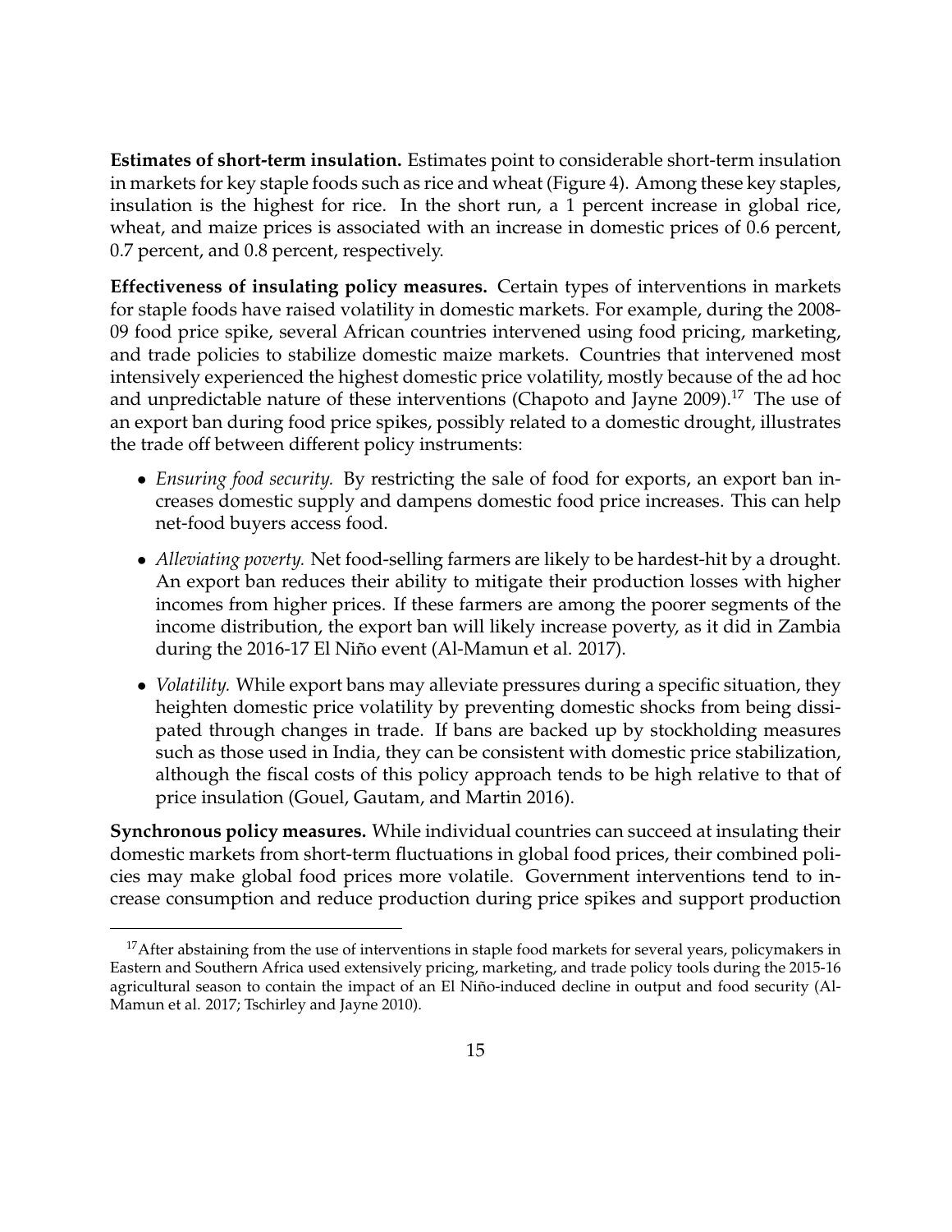**Estimates of short-term insulation.** Estimates point to considerable short-term insulation in markets for key staple foods such as rice and wheat (Figure 4). Among these key staples, insulation is the highest for rice. In the short run, a 1 percent increase in global rice, wheat, and maize prices is associated with an increase in domestic prices of 0.6 percent, 0.7 percent, and 0.8 percent, respectively.

**Effectiveness of insulating policy measures.** Certain types of interventions in markets for staple foods have raised volatility in domestic markets. For example, during the 2008-09 food price spike, several African countries intervened using food pricing, marketing, and trade policies to stabilize domestic maize markets. Countries that intervened most intensively experienced the highest domestic price volatility, mostly because of the ad hoc and unpredictable nature of these interventions (Chapoto and Jayne 2009).[17] The use of an export ban during food price spikes, possibly related to a domestic drought, illustrates the trade off between different policy instruments:

- *Ensuring food security.* By restricting the sale of food for exports, an export ban increases domestic supply and dampens domestic food price increases. This can help net-food buyers access food.
- *Alleviating poverty.* Net food-selling farmers are likely to be hardest-hit by a drought. An export ban reduces their ability to mitigate their production losses with higher incomes from higher prices. If these farmers are among the poorer segments of the income distribution, the export ban will likely increase poverty, as it did in Zambia during the 2016-17 El Niño event (Al-Mamun et al. 2017).
- *Volatility.* While export bans may alleviate pressures during a specific situation, they heighten domestic price volatility by preventing domestic shocks from being dissipated through changes in trade. If bans are backed up by stockholding measures such as those used in India, they can be consistent with domestic price stabilization, although the fiscal costs of this policy approach tends to be high relative to that of price insulation (Gouel, Gautam, and Martin 2016).

**Synchronous policy measures.** While individual countries can succeed at insulating their domestic markets from short-term fluctuations in global food prices, their combined policies may make global food prices more volatile. Government interventions tend to increase consumption and reduce production during price spikes and support production

[17] After abstaining from the use of interventions in staple food markets for several years, policymakers in Eastern and Southern Africa used extensively pricing, marketing, and trade policy tools during the 2015-16 agricultural season to contain the impact of an El Niño-induced decline in output and food security (Al-Mamun et al. 2017; Tschirley and Jayne 2010).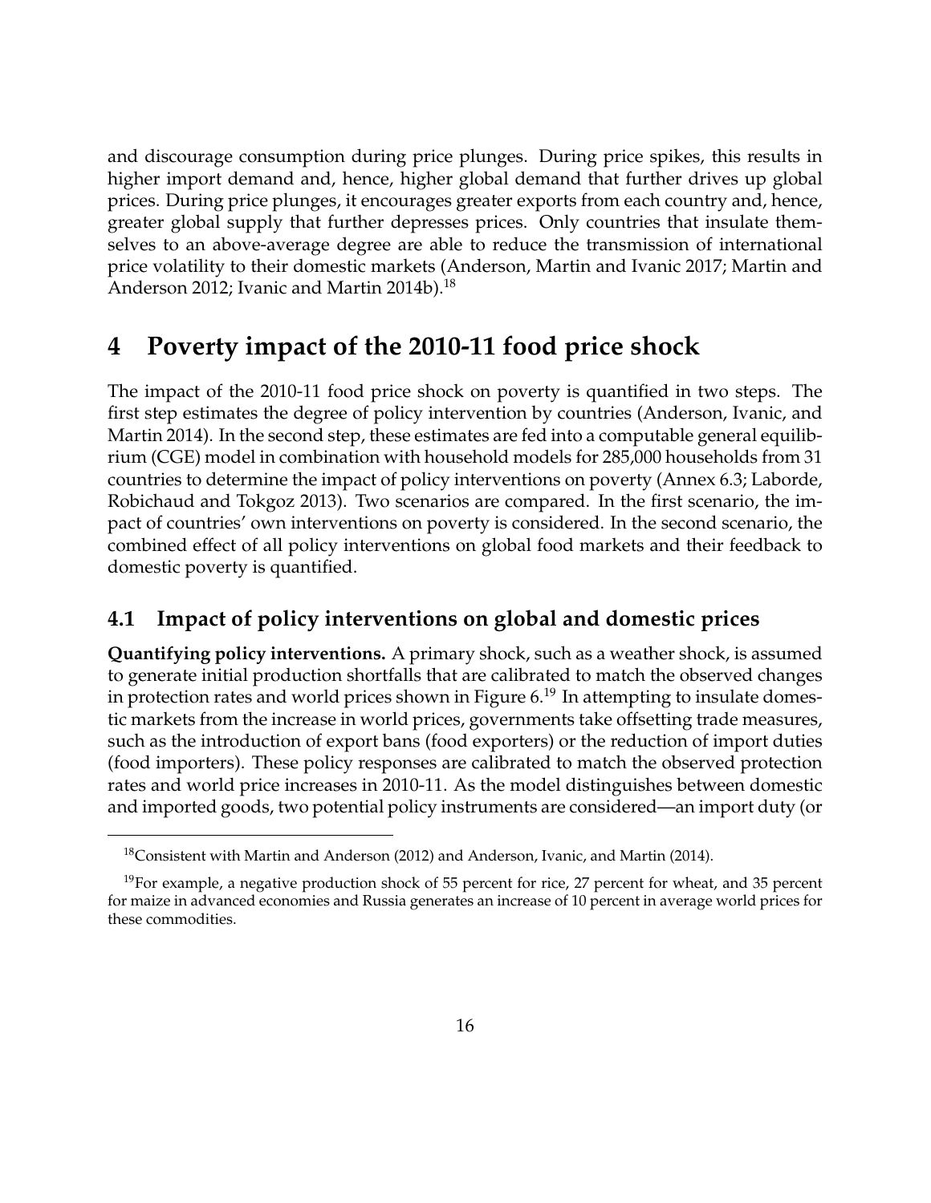and discourage consumption during price plunges. During price spikes, this results in higher import demand and, hence, higher global demand that further drives up global prices. During price plunges, it encourages greater exports from each country and, hence, greater global supply that further depresses prices. Only countries that insulate themselves to an above-average degree are able to reduce the transmission of international price volatility to their domestic markets (Anderson, Martin and Ivanic 2017; Martin and Anderson 2012; Ivanic and Martin 2014b).[18]

# 4 Poverty impact of the 2010-11 food price shock

The impact of the 2010-11 food price shock on poverty is quantified in two steps. The first step estimates the degree of policy intervention by countries (Anderson, Ivanic, and Martin 2014). In the second step, these estimates are fed into a computable general equilibrium (CGE) model in combination with household models for 285,000 households from 31 countries to determine the impact of policy interventions on poverty (Annex 6.3; Laborde, Robichaud and Tokgoz 2013). Two scenarios are compared. In the first scenario, the impact of countries' own interventions on poverty is considered. In the second scenario, the combined effect of all policy interventions on global food markets and their feedback to domestic poverty is quantified.

## 4.1 Impact of policy interventions on global and domestic prices

**Quantifying policy interventions.** A primary shock, such as a weather shock, is assumed to generate initial production shortfalls that are calibrated to match the observed changes in protection rates and world prices shown in Figure 6.[19] In attempting to insulate domestic markets from the increase in world prices, governments take offsetting trade measures, such as the introduction of export bans (food exporters) or the reduction of import duties (food importers). These policy responses are calibrated to match the observed protection rates and world price increases in 2010-11. As the model distinguishes between domestic and imported goods, two potential policy instruments are considered—an import duty (or

[18] Consistent with Martin and Anderson (2012) and Anderson, Ivanic, and Martin (2014).

[19] For example, a negative production shock of 55 percent for rice, 27 percent for wheat, and 35 percent for maize in advanced economies and Russia generates an increase of 10 percent in average world prices for these commodities.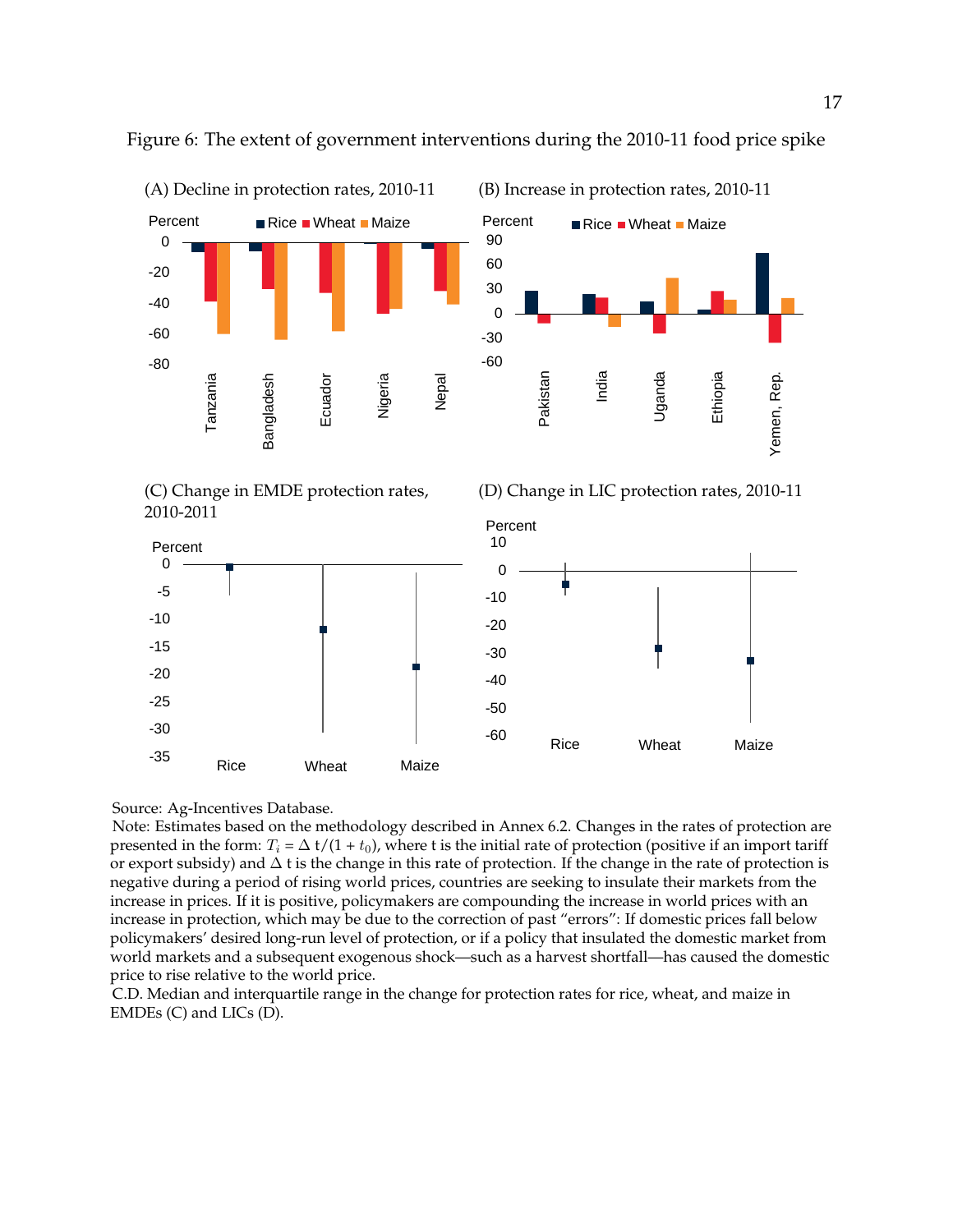Figure 6: The extent of government interventions during the 2010-11 food price spike

(A) Decline in protection rates, 2010-11

Percent ■ Rice ■ Wheat ■ Maize

0
-20
-40
-60
-80

Tanzania Bangladesh Ecuador Nigeria Nepal

(B) Increase in protection rates, 2010-11

Percent ■ Rice ■ Wheat ■ Maize

90
60
30
0
-30
-60

Pakistan India Uganda Ethiopia Yemen, Rep.

(C) Change in EMDE protection rates, 2010-2011

Percent

0
-5
-10
-15
-20
-25
-30
-35

Rice Wheat Maize

(D) Change in LIC protection rates, 2010-11

Percent

10
0
-10
-20
-30
-40
-50
-60

Rice Wheat Maize

Source: Ag-Incentives Database.

Note: Estimates based on the methodology described in Annex 6.2. Changes in the rates of protection are presented in the form: $T_i = \Delta\, t/(1 + t_0)$, where t is the initial rate of protection (positive if an import tariff or export subsidy) and $\Delta$ t is the change in this rate of protection. If the change in the rate of protection is negative during a period of rising world prices, countries are seeking to insulate their markets from the increase in prices. If it is positive, policymakers are compounding the increase in world prices with an increase in protection, which may be due to the correction of past "errors": If domestic prices fall below policymakers' desired long-run level of protection, or if a policy that insulated the domestic market from world markets and a subsequent exogenous shock—such as a harvest shortfall—has caused the domestic price to rise relative to the world price.

C.D. Median and interquartile range in the change for protection rates for rice, wheat, and maize in EMDEs (C) and LICs (D).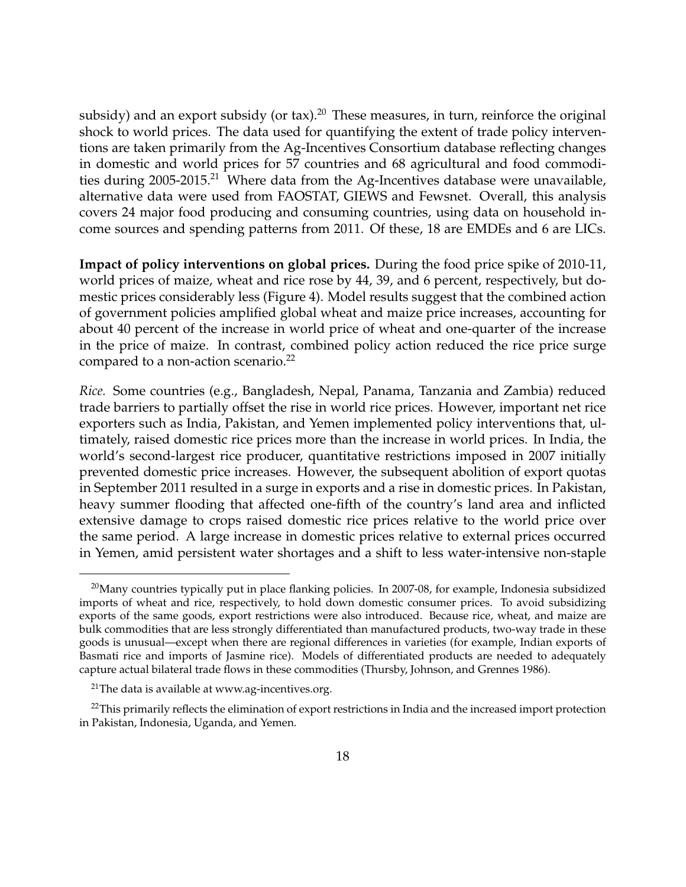subsidy) and an export subsidy (or tax).[20] These measures, in turn, reinforce the original shock to world prices. The data used for quantifying the extent of trade policy interventions are taken primarily from the Ag-Incentives Consortium database reflecting changes in domestic and world prices for 57 countries and 68 agricultural and food commodities during 2005-2015.[21] Where data from the Ag-Incentives database were unavailable, alternative data were used from FAOSTAT, GIEWS and Fewsnet. Overall, this analysis covers 24 major food producing and consuming countries, using data on household income sources and spending patterns from 2011. Of these, 18 are EMDEs and 6 are LICs.

**Impact of policy interventions on global prices.** During the food price spike of 2010-11, world prices of maize, wheat and rice rose by 44, 39, and 6 percent, respectively, but domestic prices considerably less (Figure 4). Model results suggest that the combined action of government policies amplified global wheat and maize price increases, accounting for about 40 percent of the increase in world price of wheat and one-quarter of the increase in the price of maize. In contrast, combined policy action reduced the rice price surge compared to a non-action scenario.[22]

*Rice.* Some countries (e.g., Bangladesh, Nepal, Panama, Tanzania and Zambia) reduced trade barriers to partially offset the rise in world rice prices. However, important net rice exporters such as India, Pakistan, and Yemen implemented policy interventions that, ultimately, raised domestic rice prices more than the increase in world prices. In India, the world's second-largest rice producer, quantitative restrictions imposed in 2007 initially prevented domestic price increases. However, the subsequent abolition of export quotas in September 2011 resulted in a surge in exports and a rise in domestic prices. In Pakistan, heavy summer flooding that affected one-fifth of the country's land area and inflicted extensive damage to crops raised domestic rice prices relative to the world price over the same period. A large increase in domestic prices relative to external prices occurred in Yemen, amid persistent water shortages and a shift to less water-intensive non-staple

---

[20] Many countries typically put in place flanking policies. In 2007-08, for example, Indonesia subsidized imports of wheat and rice, respectively, to hold down domestic consumer prices. To avoid subsidizing exports of the same goods, export restrictions were also introduced. Because rice, wheat, and maize are bulk commodities that are less strongly differentiated than manufactured products, two-way trade in these goods is unusual—except when there are regional differences in varieties (for example, Indian exports of Basmati rice and imports of Jasmine rice). Models of differentiated products are needed to adequately capture actual bilateral trade flows in these commodities (Thursby, Johnson, and Grennes 1986).

[21] The data is available at www.ag-incentives.org.

[22] This primarily reflects the elimination of export restrictions in India and the increased import protection in Pakistan, Indonesia, Uganda, and Yemen.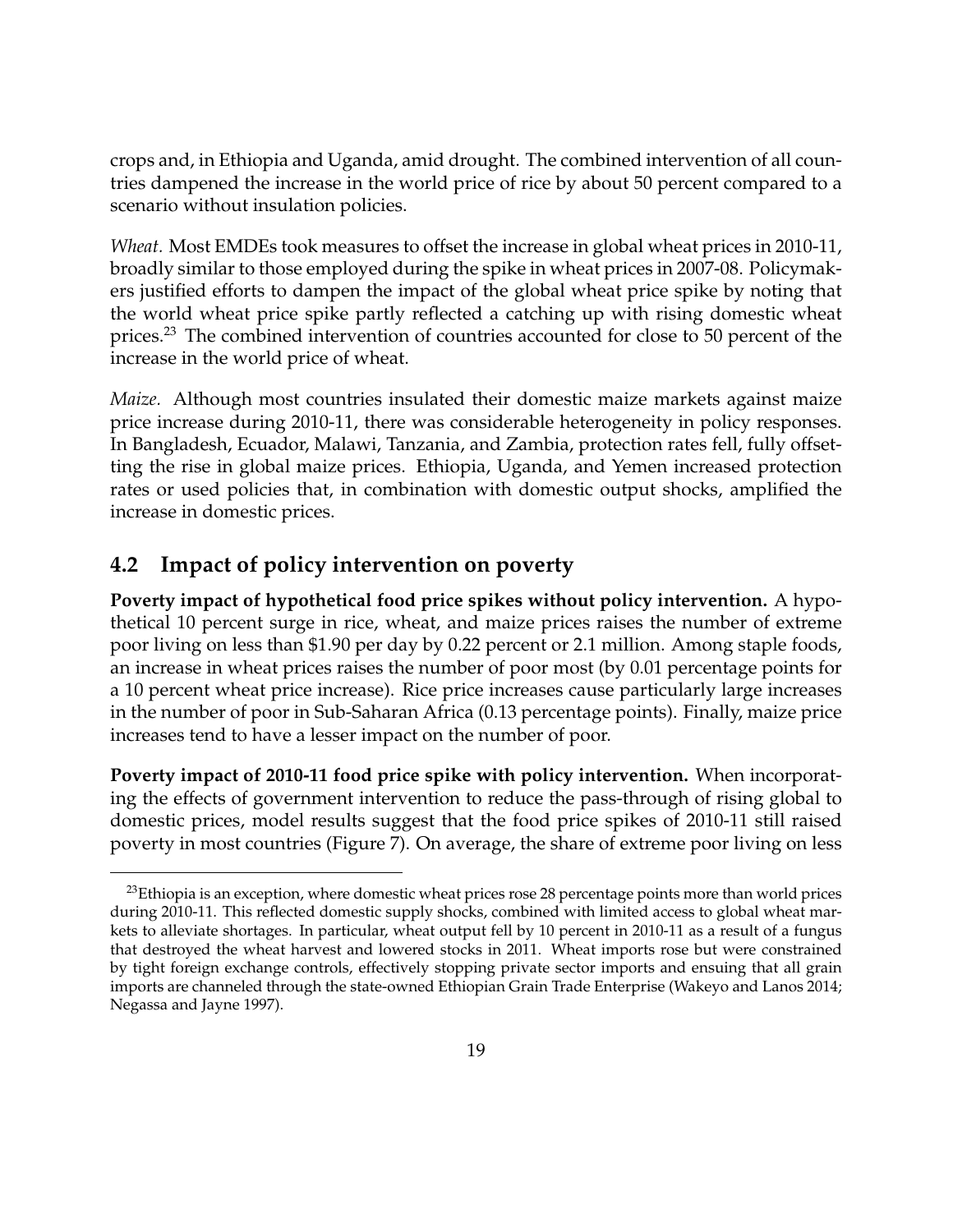crops and, in Ethiopia and Uganda, amid drought. The combined intervention of all countries dampened the increase in the world price of rice by about 50 percent compared to a scenario without insulation policies.

*Wheat.* Most EMDEs took measures to offset the increase in global wheat prices in 2010-11, broadly similar to those employed during the spike in wheat prices in 2007-08. Policymakers justified efforts to dampen the impact of the global wheat price spike by noting that the world wheat price spike partly reflected a catching up with rising domestic wheat prices.[23] The combined intervention of countries accounted for close to 50 percent of the increase in the world price of wheat.

*Maize.* Although most countries insulated their domestic maize markets against maize price increase during 2010-11, there was considerable heterogeneity in policy responses. In Bangladesh, Ecuador, Malawi, Tanzania, and Zambia, protection rates fell, fully offsetting the rise in global maize prices. Ethiopia, Uganda, and Yemen increased protection rates or used policies that, in combination with domestic output shocks, amplified the increase in domestic prices.

## 4.2 Impact of policy intervention on poverty

**Poverty impact of hypothetical food price spikes without policy intervention.** A hypothetical 10 percent surge in rice, wheat, and maize prices raises the number of extreme poor living on less than $1.90 per day by 0.22 percent or 2.1 million. Among staple foods, an increase in wheat prices raises the number of poor most (by 0.01 percentage points for a 10 percent wheat price increase). Rice price increases cause particularly large increases in the number of poor in Sub-Saharan Africa (0.13 percentage points). Finally, maize price increases tend to have a lesser impact on the number of poor.

**Poverty impact of 2010-11 food price spike with policy intervention.** When incorporating the effects of government intervention to reduce the pass-through of rising global to domestic prices, model results suggest that the food price spikes of 2010-11 still raised poverty in most countries (Figure 7). On average, the share of extreme poor living on less

[23] Ethiopia is an exception, where domestic wheat prices rose 28 percentage points more than world prices during 2010-11. This reflected domestic supply shocks, combined with limited access to global wheat markets to alleviate shortages. In particular, wheat output fell by 10 percent in 2010-11 as a result of a fungus that destroyed the wheat harvest and lowered stocks in 2011. Wheat imports rose but were constrained by tight foreign exchange controls, effectively stopping private sector imports and ensuing that all grain imports are channeled through the state-owned Ethiopian Grain Trade Enterprise (Wakeyo and Lanos 2014; Negassa and Jayne 1997).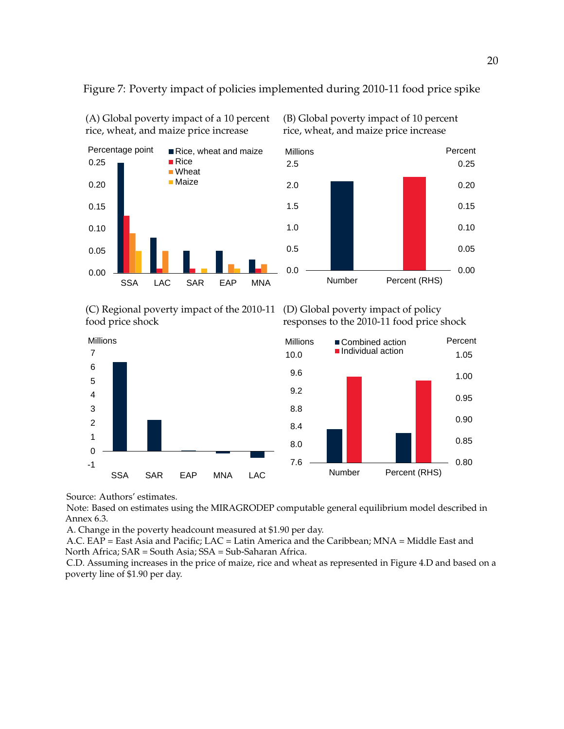Figure 7: Poverty impact of policies implemented during 2010-11 food price spike

(A) Global poverty impact of a 10 percent rice, wheat, and maize price increase

(B) Global poverty impact of 10 percent rice, wheat, and maize price increase

(C) Regional poverty impact of the 2010-11 food price shock

(D) Global poverty impact of policy responses to the 2010-11 food price shock

Source: Authors' estimates.

Note: Based on estimates using the MIRAGRODEP computable general equilibrium model described in Annex 6.3.

A. Change in the poverty headcount measured at $1.90 per day.

A.C. EAP = East Asia and Pacific; LAC = Latin America and the Caribbean; MNA = Middle East and North Africa; SAR = South Asia; SSA = Sub-Saharan Africa.

C.D. Assuming increases in the price of maize, rice and wheat as represented in Figure 4.D and based on a poverty line of $1.90 per day.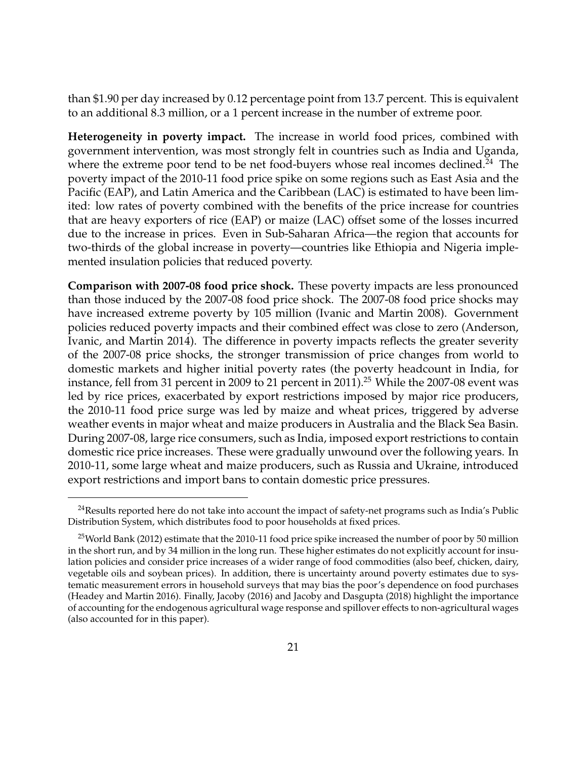than \$1.90 per day increased by 0.12 percentage point from 13.7 percent. This is equivalent to an additional 8.3 million, or a 1 percent increase in the number of extreme poor.

**Heterogeneity in poverty impact.** The increase in world food prices, combined with government intervention, was most strongly felt in countries such as India and Uganda, where the extreme poor tend to be net food-buyers whose real incomes declined.[24] The poverty impact of the 2010-11 food price spike on some regions such as East Asia and the Pacific (EAP), and Latin America and the Caribbean (LAC) is estimated to have been limited: low rates of poverty combined with the benefits of the price increase for countries that are heavy exporters of rice (EAP) or maize (LAC) offset some of the losses incurred due to the increase in prices. Even in Sub-Saharan Africa—the region that accounts for two-thirds of the global increase in poverty—countries like Ethiopia and Nigeria implemented insulation policies that reduced poverty.

**Comparison with 2007-08 food price shock.** These poverty impacts are less pronounced than those induced by the 2007-08 food price shock. The 2007-08 food price shocks may have increased extreme poverty by 105 million (Ivanic and Martin 2008). Government policies reduced poverty impacts and their combined effect was close to zero (Anderson, Ivanic, and Martin 2014). The difference in poverty impacts reflects the greater severity of the 2007-08 price shocks, the stronger transmission of price changes from world to domestic markets and higher initial poverty rates (the poverty headcount in India, for instance, fell from 31 percent in 2009 to 21 percent in 2011).[25] While the 2007-08 event was led by rice prices, exacerbated by export restrictions imposed by major rice producers, the 2010-11 food price surge was led by maize and wheat prices, triggered by adverse weather events in major wheat and maize producers in Australia and the Black Sea Basin. During 2007-08, large rice consumers, such as India, imposed export restrictions to contain domestic rice price increases. These were gradually unwound over the following years. In 2010-11, some large wheat and maize producers, such as Russia and Ukraine, introduced export restrictions and import bans to contain domestic price pressures.

---

[24] Results reported here do not take into account the impact of safety-net programs such as India's Public Distribution System, which distributes food to poor households at fixed prices.

[25] World Bank (2012) estimate that the 2010-11 food price spike increased the number of poor by 50 million in the short run, and by 34 million in the long run. These higher estimates do not explicitly account for insulation policies and consider price increases of a wider range of food commodities (also beef, chicken, dairy, vegetable oils and soybean prices). In addition, there is uncertainty around poverty estimates due to systematic measurement errors in household surveys that may bias the poor's dependence on food purchases (Headey and Martin 2016). Finally, Jacoby (2016) and Jacoby and Dasgupta (2018) highlight the importance of accounting for the endogenous agricultural wage response and spillover effects to non-agricultural wages (also accounted for in this paper).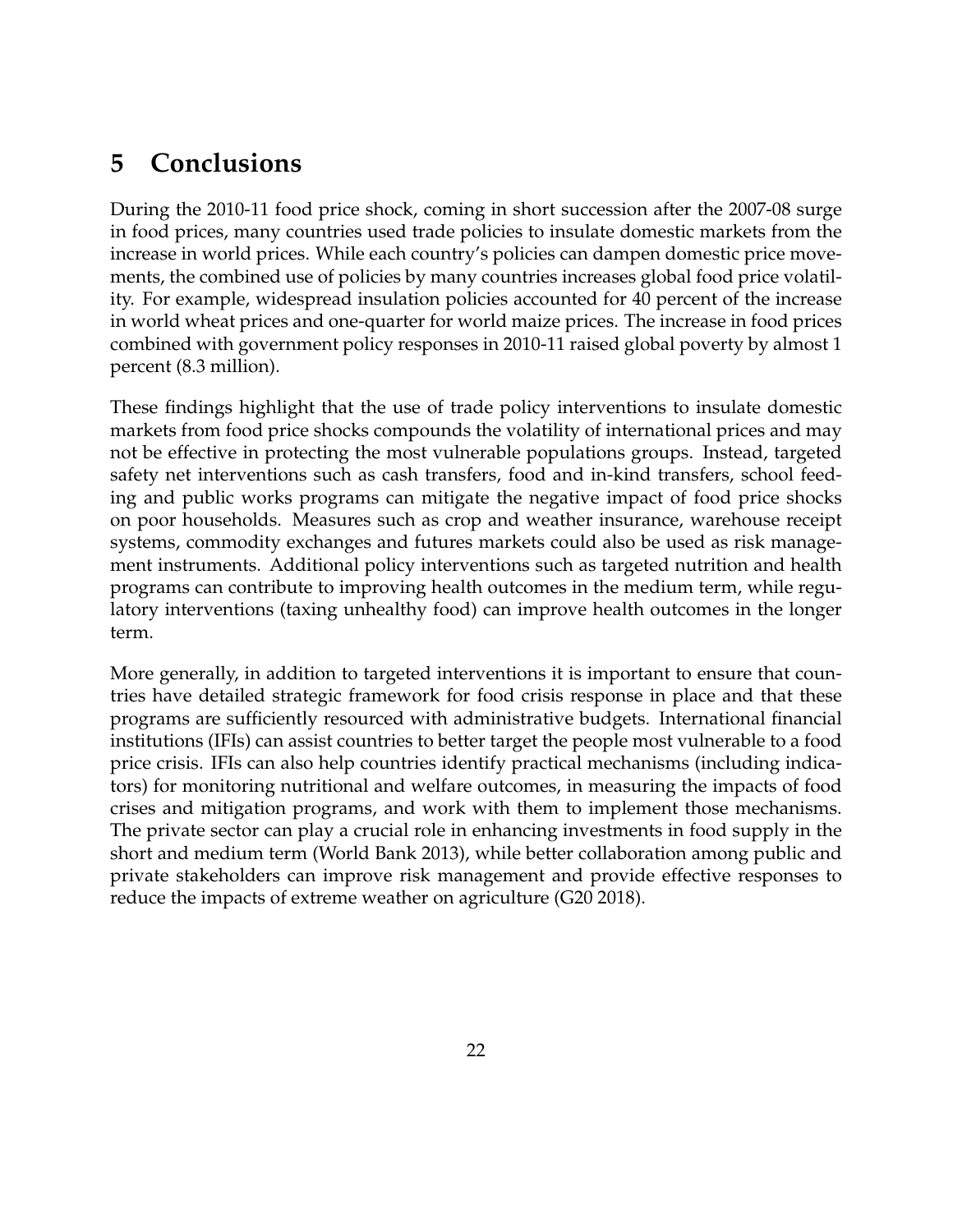## 5 Conclusions

During the 2010-11 food price shock, coming in short succession after the 2007-08 surge in food prices, many countries used trade policies to insulate domestic markets from the increase in world prices. While each country's policies can dampen domestic price movements, the combined use of policies by many countries increases global food price volatility. For example, widespread insulation policies accounted for 40 percent of the increase in world wheat prices and one-quarter for world maize prices. The increase in food prices combined with government policy responses in 2010-11 raised global poverty by almost 1 percent (8.3 million).

These findings highlight that the use of trade policy interventions to insulate domestic markets from food price shocks compounds the volatility of international prices and may not be effective in protecting the most vulnerable populations groups. Instead, targeted safety net interventions such as cash transfers, food and in-kind transfers, school feeding and public works programs can mitigate the negative impact of food price shocks on poor households. Measures such as crop and weather insurance, warehouse receipt systems, commodity exchanges and futures markets could also be used as risk management instruments. Additional policy interventions such as targeted nutrition and health programs can contribute to improving health outcomes in the medium term, while regulatory interventions (taxing unhealthy food) can improve health outcomes in the longer term.

More generally, in addition to targeted interventions it is important to ensure that countries have detailed strategic framework for food crisis response in place and that these programs are sufficiently resourced with administrative budgets. International financial institutions (IFIs) can assist countries to better target the people most vulnerable to a food price crisis. IFIs can also help countries identify practical mechanisms (including indicators) for monitoring nutritional and welfare outcomes, in measuring the impacts of food crises and mitigation programs, and work with them to implement those mechanisms. The private sector can play a crucial role in enhancing investments in food supply in the short and medium term (World Bank 2013), while better collaboration among public and private stakeholders can improve risk management and provide effective responses to reduce the impacts of extreme weather on agriculture (G20 2018).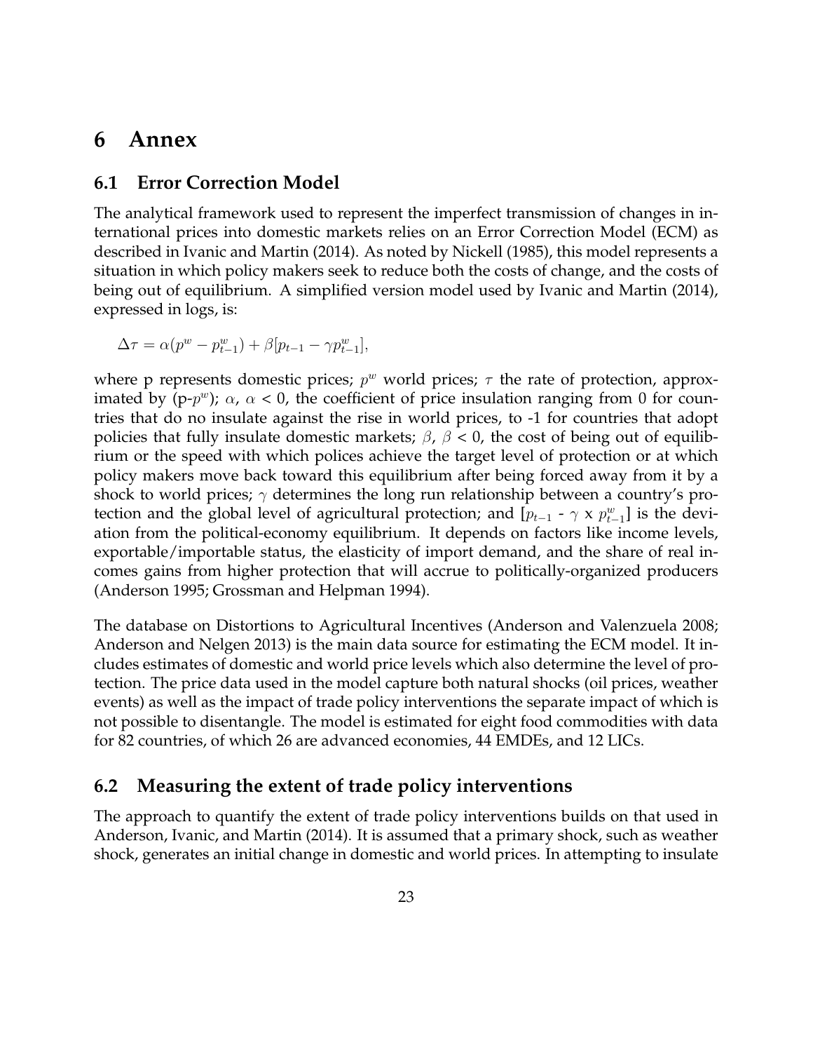# 6 Annex

## 6.1 Error Correction Model

The analytical framework used to represent the imperfect transmission of changes in international prices into domestic markets relies on an Error Correction Model (ECM) as described in Ivanic and Martin (2014). As noted by Nickell (1985), this model represents a situation in which policy makers seek to reduce both the costs of change, and the costs of being out of equilibrium. A simplified version model used by Ivanic and Martin (2014), expressed in logs, is:

$$\Delta\tau = \alpha(p^w - p^w_{t-1}) + \beta[p_{t-1} - \gamma p^w_{t-1}],$$

where p represents domestic prices; $p^w$ world prices; $\tau$ the rate of protection, approximated by (p-$p^w$); $\alpha$, $\alpha < 0$, the coefficient of price insulation ranging from 0 for countries that do no insulate against the rise in world prices, to -1 for countries that adopt policies that fully insulate domestic markets; $\beta$, $\beta < 0$, the cost of being out of equilibrium or the speed with which polices achieve the target level of protection or at which policy makers move back toward this equilibrium after being forced away from it by a shock to world prices; $\gamma$ determines the long run relationship between a country's protection and the global level of agricultural protection; and [$p_{t-1}$ - $\gamma$ x $p^w_{t-1}$] is the deviation from the political-economy equilibrium. It depends on factors like income levels, exportable/importable status, the elasticity of import demand, and the share of real incomes gains from higher protection that will accrue to politically-organized producers (Anderson 1995; Grossman and Helpman 1994).

The database on Distortions to Agricultural Incentives (Anderson and Valenzuela 2008; Anderson and Nelgen 2013) is the main data source for estimating the ECM model. It includes estimates of domestic and world price levels which also determine the level of protection. The price data used in the model capture both natural shocks (oil prices, weather events) as well as the impact of trade policy interventions the separate impact of which is not possible to disentangle. The model is estimated for eight food commodities with data for 82 countries, of which 26 are advanced economies, 44 EMDEs, and 12 LICs.

## 6.2 Measuring the extent of trade policy interventions

The approach to quantify the extent of trade policy interventions builds on that used in Anderson, Ivanic, and Martin (2014). It is assumed that a primary shock, such as weather shock, generates an initial change in domestic and world prices. In attempting to insulate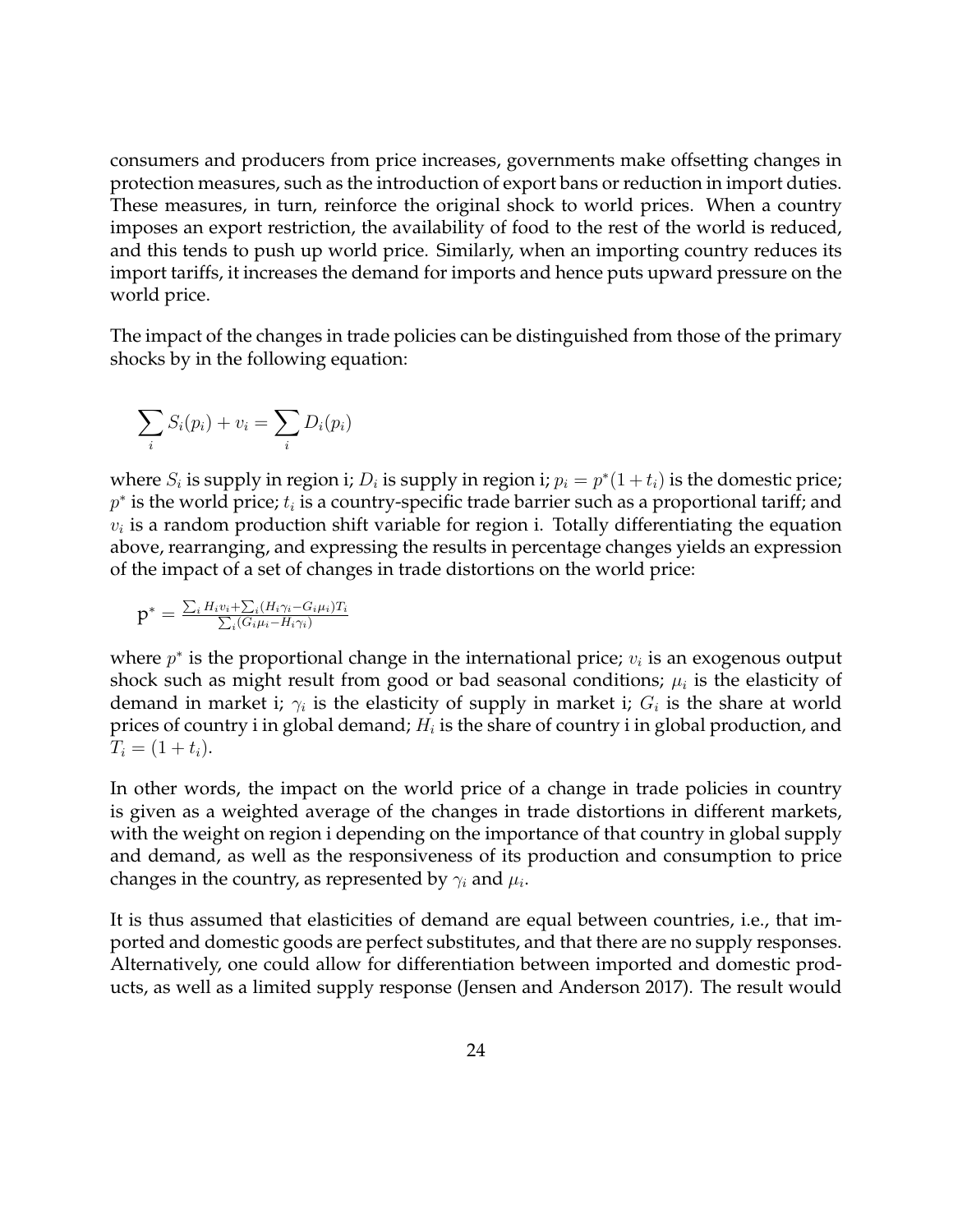consumers and producers from price increases, governments make offsetting changes in protection measures, such as the introduction of export bans or reduction in import duties. These measures, in turn, reinforce the original shock to world prices. When a country imposes an export restriction, the availability of food to the rest of the world is reduced, and this tends to push up world price. Similarly, when an importing country reduces its import tariffs, it increases the demand for imports and hence puts upward pressure on the world price.

The impact of the changes in trade policies can be distinguished from those of the primary shocks by in the following equation:

$$\sum_i S_i(p_i) + v_i = \sum_i D_i(p_i)$$

where $S_i$ is supply in region i; $D_i$ is supply in region i; $p_i = p^*(1 + t_i)$ is the domestic price; $p^*$ is the world price; $t_i$ is a country-specific trade barrier such as a proportional tariff; and $v_i$ is a random production shift variable for region i. Totally differentiating the equation above, rearranging, and expressing the results in percentage changes yields an expression of the impact of a set of changes in trade distortions on the world price:

$$\mathrm{p}^* = \frac{\sum_i H_i v_i + \sum_i (H_i \gamma_i - G_i \mu_i) T_i}{\sum_i (G_i \mu_i - H_i \gamma_i)}$$

where $p^*$ is the proportional change in the international price; $v_i$ is an exogenous output shock such as might result from good or bad seasonal conditions; $\mu_i$ is the elasticity of demand in market i; $\gamma_i$ is the elasticity of supply in market i; $G_i$ is the share at world prices of country i in global demand; $H_i$ is the share of country i in global production, and $T_i = (1 + t_i)$.

In other words, the impact on the world price of a change in trade policies in country is given as a weighted average of the changes in trade distortions in different markets, with the weight on region i depending on the importance of that country in global supply and demand, as well as the responsiveness of its production and consumption to price changes in the country, as represented by $\gamma_i$ and $\mu_i$.

It is thus assumed that elasticities of demand are equal between countries, i.e., that imported and domestic goods are perfect substitutes, and that there are no supply responses. Alternatively, one could allow for differentiation between imported and domestic products, as well as a limited supply response (Jensen and Anderson 2017). The result would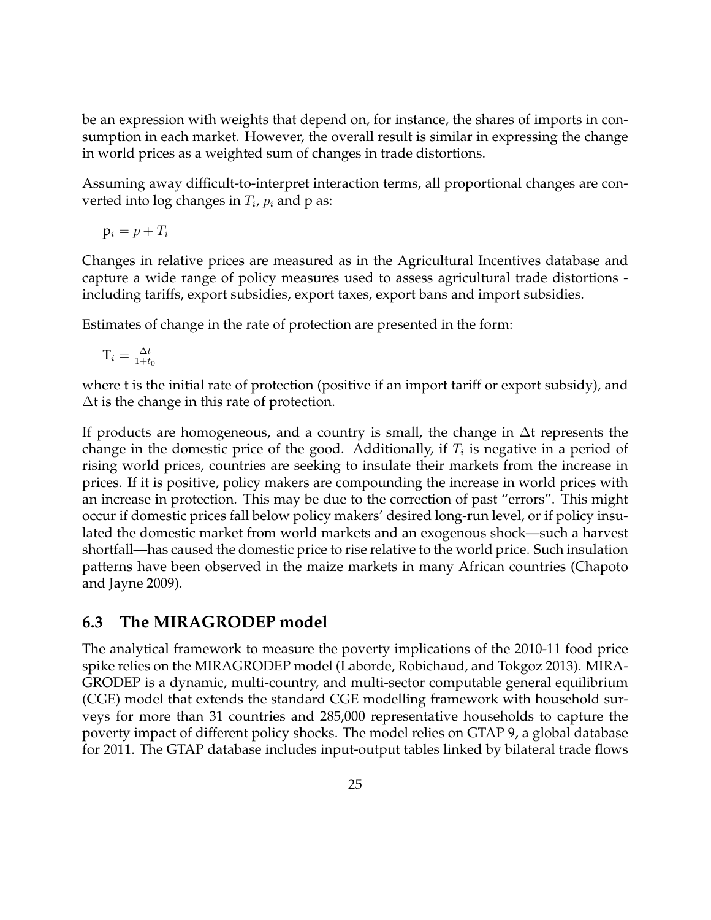be an expression with weights that depend on, for instance, the shares of imports in consumption in each market. However, the overall result is similar in expressing the change in world prices as a weighted sum of changes in trade distortions.

Assuming away difficult-to-interpret interaction terms, all proportional changes are converted into log changes in $T_i$, $p_i$ and p as:

$$\mathrm{p}_i = p + T_i$$

Changes in relative prices are measured as in the Agricultural Incentives database and capture a wide range of policy measures used to assess agricultural trade distortions - including tariffs, export subsidies, export taxes, export bans and import subsidies.

Estimates of change in the rate of protection are presented in the form:

$$\mathrm{T}_i = \frac{\Delta t}{1+t_0}$$

where t is the initial rate of protection (positive if an import tariff or export subsidy), and $\Delta$t is the change in this rate of protection.

If products are homogeneous, and a country is small, the change in $\Delta$t represents the change in the domestic price of the good. Additionally, if $T_i$ is negative in a period of rising world prices, countries are seeking to insulate their markets from the increase in prices. If it is positive, policy makers are compounding the increase in world prices with an increase in protection. This may be due to the correction of past "errors". This might occur if domestic prices fall below policy makers' desired long-run level, or if policy insulated the domestic market from world markets and an exogenous shock—such a harvest shortfall—has caused the domestic price to rise relative to the world price. Such insulation patterns have been observed in the maize markets in many African countries (Chapoto and Jayne 2009).

## 6.3 The MIRAGRODEP model

The analytical framework to measure the poverty implications of the 2010-11 food price spike relies on the MIRAGRODEP model (Laborde, Robichaud, and Tokgoz 2013). MIRAGRODEP is a dynamic, multi-country, and multi-sector computable general equilibrium (CGE) model that extends the standard CGE modelling framework with household surveys for more than 31 countries and 285,000 representative households to capture the poverty impact of different policy shocks. The model relies on GTAP 9, a global database for 2011. The GTAP database includes input-output tables linked by bilateral trade flows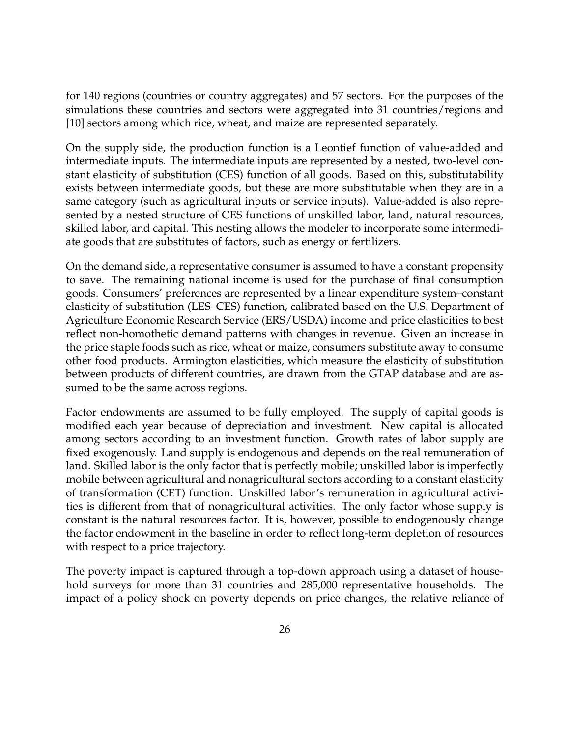for 140 regions (countries or country aggregates) and 57 sectors. For the purposes of the simulations these countries and sectors were aggregated into 31 countries/regions and [10] sectors among which rice, wheat, and maize are represented separately.

On the supply side, the production function is a Leontief function of value-added and intermediate inputs. The intermediate inputs are represented by a nested, two-level constant elasticity of substitution (CES) function of all goods. Based on this, substitutability exists between intermediate goods, but these are more substitutable when they are in a same category (such as agricultural inputs or service inputs). Value-added is also represented by a nested structure of CES functions of unskilled labor, land, natural resources, skilled labor, and capital. This nesting allows the modeler to incorporate some intermediate goods that are substitutes of factors, such as energy or fertilizers.

On the demand side, a representative consumer is assumed to have a constant propensity to save. The remaining national income is used for the purchase of final consumption goods. Consumers' preferences are represented by a linear expenditure system–constant elasticity of substitution (LES–CES) function, calibrated based on the U.S. Department of Agriculture Economic Research Service (ERS/USDA) income and price elasticities to best reflect non-homothetic demand patterns with changes in revenue. Given an increase in the price staple foods such as rice, wheat or maize, consumers substitute away to consume other food products. Armington elasticities, which measure the elasticity of substitution between products of different countries, are drawn from the GTAP database and are assumed to be the same across regions.

Factor endowments are assumed to be fully employed. The supply of capital goods is modified each year because of depreciation and investment. New capital is allocated among sectors according to an investment function. Growth rates of labor supply are fixed exogenously. Land supply is endogenous and depends on the real remuneration of land. Skilled labor is the only factor that is perfectly mobile; unskilled labor is imperfectly mobile between agricultural and nonagricultural sectors according to a constant elasticity of transformation (CET) function. Unskilled labor's remuneration in agricultural activities is different from that of nonagricultural activities. The only factor whose supply is constant is the natural resources factor. It is, however, possible to endogenously change the factor endowment in the baseline in order to reflect long-term depletion of resources with respect to a price trajectory.

The poverty impact is captured through a top-down approach using a dataset of household surveys for more than 31 countries and 285,000 representative households. The impact of a policy shock on poverty depends on price changes, the relative reliance of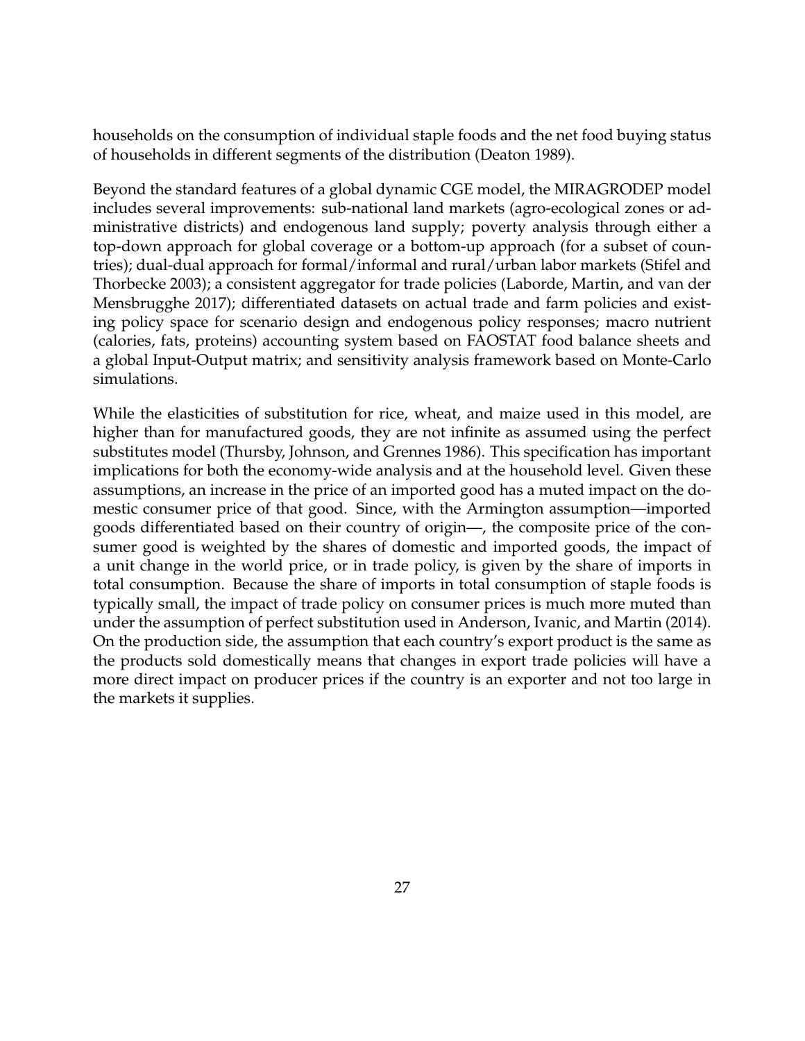households on the consumption of individual staple foods and the net food buying status of households in different segments of the distribution (Deaton 1989).

Beyond the standard features of a global dynamic CGE model, the MIRAGRODEP model includes several improvements: sub-national land markets (agro-ecological zones or administrative districts) and endogenous land supply; poverty analysis through either a top-down approach for global coverage or a bottom-up approach (for a subset of countries); dual-dual approach for formal/informal and rural/urban labor markets (Stifel and Thorbecke 2003); a consistent aggregator for trade policies (Laborde, Martin, and van der Mensbrugghe 2017); differentiated datasets on actual trade and farm policies and existing policy space for scenario design and endogenous policy responses; macro nutrient (calories, fats, proteins) accounting system based on FAOSTAT food balance sheets and a global Input-Output matrix; and sensitivity analysis framework based on Monte-Carlo simulations.

While the elasticities of substitution for rice, wheat, and maize used in this model, are higher than for manufactured goods, they are not infinite as assumed using the perfect substitutes model (Thursby, Johnson, and Grennes 1986). This specification has important implications for both the economy-wide analysis and at the household level. Given these assumptions, an increase in the price of an imported good has a muted impact on the domestic consumer price of that good. Since, with the Armington assumption—imported goods differentiated based on their country of origin—, the composite price of the consumer good is weighted by the shares of domestic and imported goods, the impact of a unit change in the world price, or in trade policy, is given by the share of imports in total consumption. Because the share of imports in total consumption of staple foods is typically small, the impact of trade policy on consumer prices is much more muted than under the assumption of perfect substitution used in Anderson, Ivanic, and Martin (2014). On the production side, the assumption that each country's export product is the same as the products sold domestically means that changes in export trade policies will have a more direct impact on producer prices if the country is an exporter and not too large in the markets it supplies.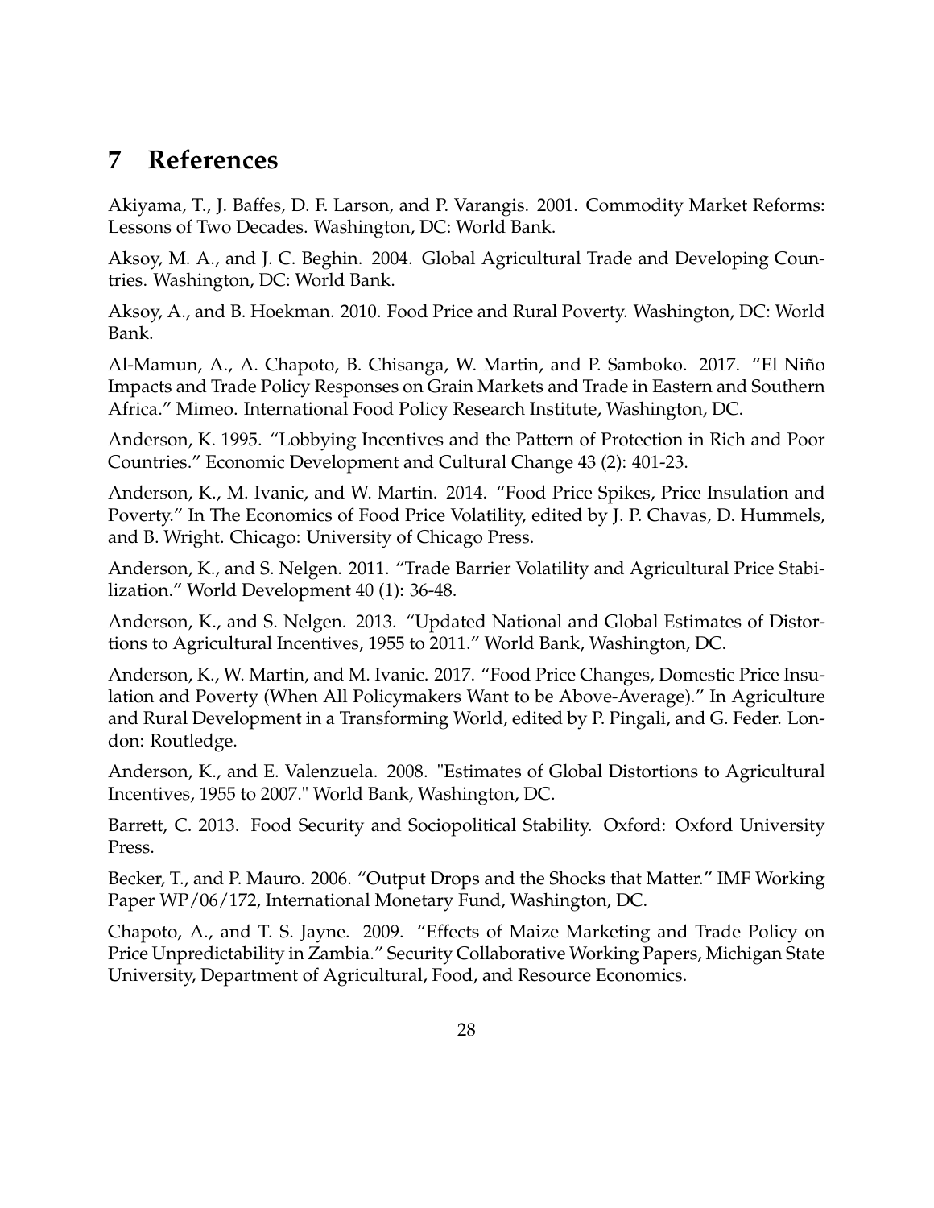# 7 References

Akiyama, T., J. Baffes, D. F. Larson, and P. Varangis. 2001. Commodity Market Reforms: Lessons of Two Decades. Washington, DC: World Bank.

Aksoy, M. A., and J. C. Beghin. 2004. Global Agricultural Trade and Developing Countries. Washington, DC: World Bank.

Aksoy, A., and B. Hoekman. 2010. Food Price and Rural Poverty. Washington, DC: World Bank.

Al-Mamun, A., A. Chapoto, B. Chisanga, W. Martin, and P. Samboko. 2017. "El Niño Impacts and Trade Policy Responses on Grain Markets and Trade in Eastern and Southern Africa." Mimeo. International Food Policy Research Institute, Washington, DC.

Anderson, K. 1995. "Lobbying Incentives and the Pattern of Protection in Rich and Poor Countries." Economic Development and Cultural Change 43 (2): 401-23.

Anderson, K., M. Ivanic, and W. Martin. 2014. "Food Price Spikes, Price Insulation and Poverty." In The Economics of Food Price Volatility, edited by J. P. Chavas, D. Hummels, and B. Wright. Chicago: University of Chicago Press.

Anderson, K., and S. Nelgen. 2011. "Trade Barrier Volatility and Agricultural Price Stabilization." World Development 40 (1): 36-48.

Anderson, K., and S. Nelgen. 2013. "Updated National and Global Estimates of Distortions to Agricultural Incentives, 1955 to 2011." World Bank, Washington, DC.

Anderson, K., W. Martin, and M. Ivanic. 2017. "Food Price Changes, Domestic Price Insulation and Poverty (When All Policymakers Want to be Above-Average)." In Agriculture and Rural Development in a Transforming World, edited by P. Pingali, and G. Feder. London: Routledge.

Anderson, K., and E. Valenzuela. 2008. "Estimates of Global Distortions to Agricultural Incentives, 1955 to 2007." World Bank, Washington, DC.

Barrett, C. 2013. Food Security and Sociopolitical Stability. Oxford: Oxford University Press.

Becker, T., and P. Mauro. 2006. "Output Drops and the Shocks that Matter." IMF Working Paper WP/06/172, International Monetary Fund, Washington, DC.

Chapoto, A., and T. S. Jayne. 2009. "Effects of Maize Marketing and Trade Policy on Price Unpredictability in Zambia." Security Collaborative Working Papers, Michigan State University, Department of Agricultural, Food, and Resource Economics.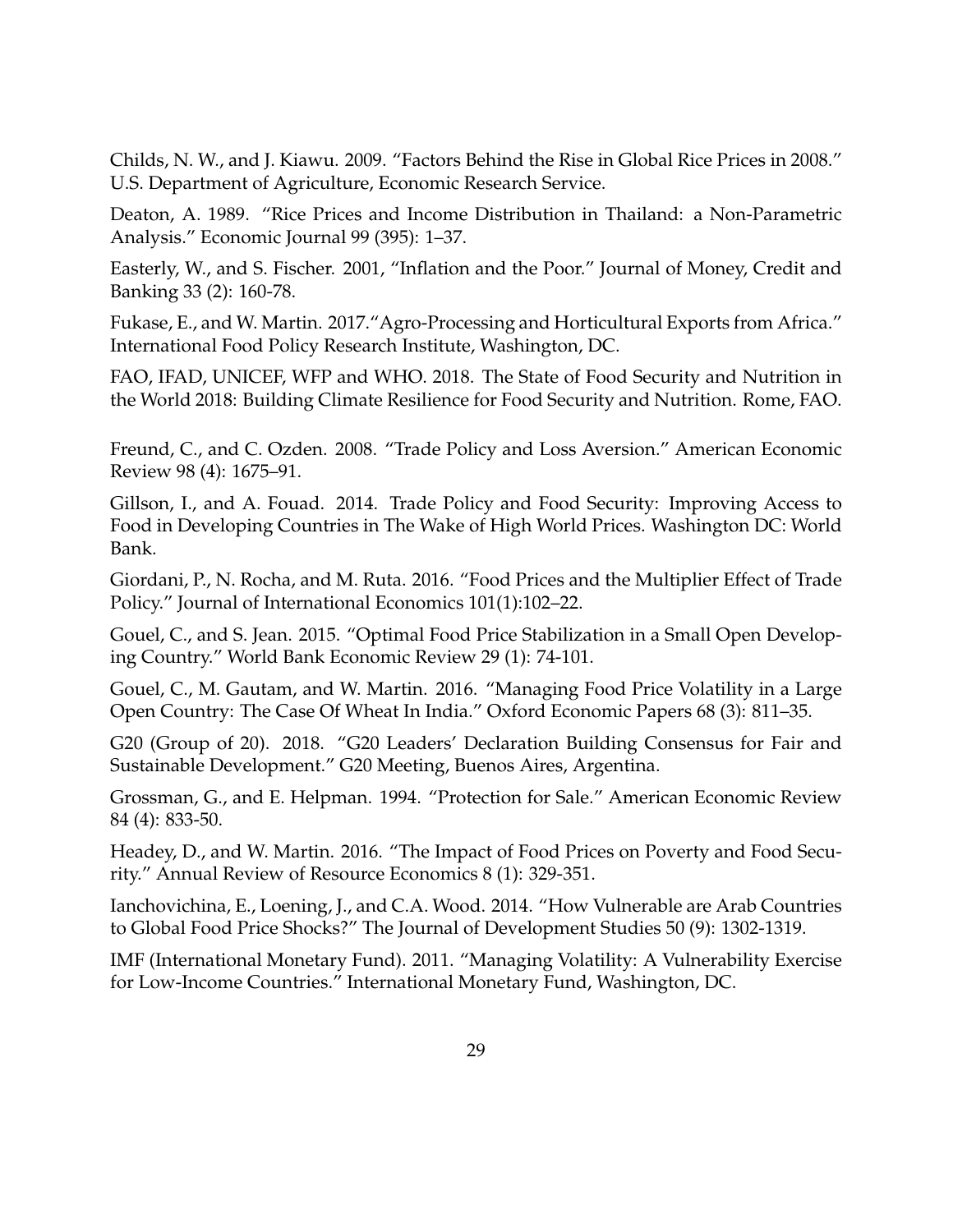Childs, N. W., and J. Kiawu. 2009. "Factors Behind the Rise in Global Rice Prices in 2008." U.S. Department of Agriculture, Economic Research Service.

Deaton, A. 1989. "Rice Prices and Income Distribution in Thailand: a Non-Parametric Analysis." Economic Journal 99 (395): 1–37.

Easterly, W., and S. Fischer. 2001, "Inflation and the Poor." Journal of Money, Credit and Banking 33 (2): 160-78.

Fukase, E., and W. Martin. 2017."Agro-Processing and Horticultural Exports from Africa." International Food Policy Research Institute, Washington, DC.

FAO, IFAD, UNICEF, WFP and WHO. 2018. The State of Food Security and Nutrition in the World 2018: Building Climate Resilience for Food Security and Nutrition. Rome, FAO.

Freund, C., and C. Ozden. 2008. "Trade Policy and Loss Aversion." American Economic Review 98 (4): 1675–91.

Gillson, I., and A. Fouad. 2014. Trade Policy and Food Security: Improving Access to Food in Developing Countries in The Wake of High World Prices. Washington DC: World Bank.

Giordani, P., N. Rocha, and M. Ruta. 2016. "Food Prices and the Multiplier Effect of Trade Policy." Journal of International Economics 101(1):102–22.

Gouel, C., and S. Jean. 2015. "Optimal Food Price Stabilization in a Small Open Developing Country." World Bank Economic Review 29 (1): 74-101.

Gouel, C., M. Gautam, and W. Martin. 2016. "Managing Food Price Volatility in a Large Open Country: The Case Of Wheat In India." Oxford Economic Papers 68 (3): 811–35.

G20 (Group of 20). 2018. "G20 Leaders' Declaration Building Consensus for Fair and Sustainable Development." G20 Meeting, Buenos Aires, Argentina.

Grossman, G., and E. Helpman. 1994. "Protection for Sale." American Economic Review 84 (4): 833-50.

Headey, D., and W. Martin. 2016. "The Impact of Food Prices on Poverty and Food Security." Annual Review of Resource Economics 8 (1): 329-351.

Ianchovichina, E., Loening, J., and C.A. Wood. 2014. "How Vulnerable are Arab Countries to Global Food Price Shocks?" The Journal of Development Studies 50 (9): 1302-1319.

IMF (International Monetary Fund). 2011. "Managing Volatility: A Vulnerability Exercise for Low-Income Countries." International Monetary Fund, Washington, DC.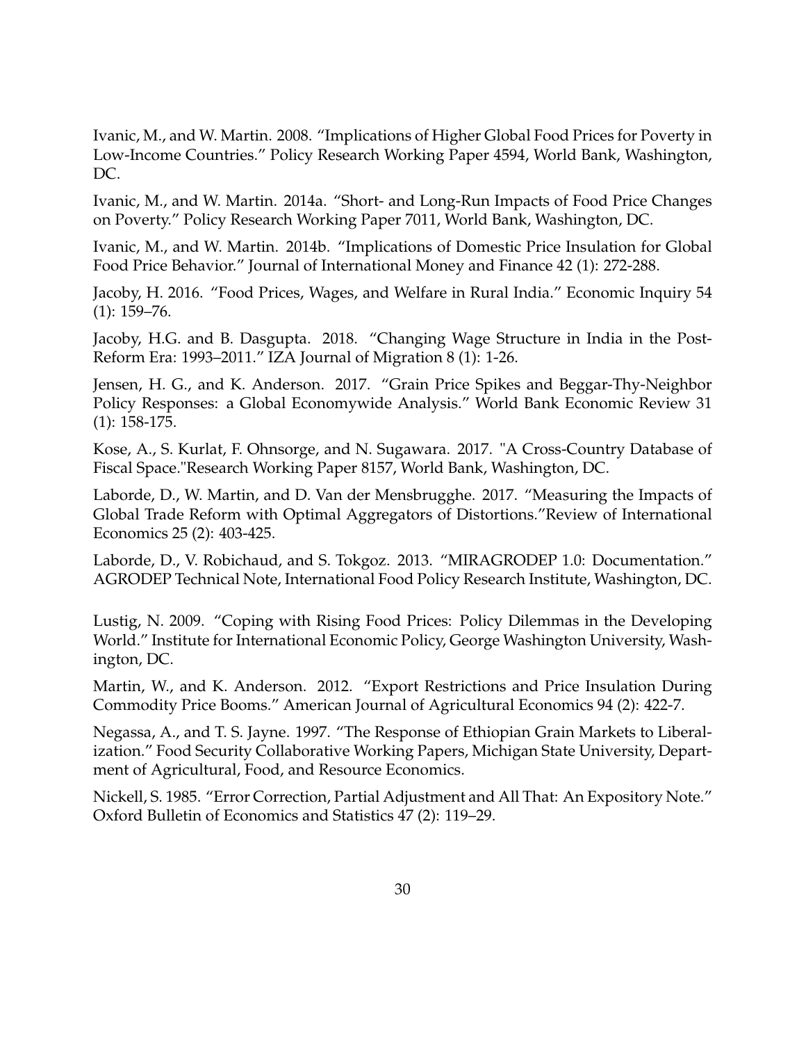Ivanic, M., and W. Martin. 2008. "Implications of Higher Global Food Prices for Poverty in Low-Income Countries." Policy Research Working Paper 4594, World Bank, Washington, DC.

Ivanic, M., and W. Martin. 2014a. "Short- and Long-Run Impacts of Food Price Changes on Poverty." Policy Research Working Paper 7011, World Bank, Washington, DC.

Ivanic, M., and W. Martin. 2014b. "Implications of Domestic Price Insulation for Global Food Price Behavior." Journal of International Money and Finance 42 (1): 272-288.

Jacoby, H. 2016. "Food Prices, Wages, and Welfare in Rural India." Economic Inquiry 54 (1): 159–76.

Jacoby, H.G. and B. Dasgupta. 2018. "Changing Wage Structure in India in the Post-Reform Era: 1993–2011." IZA Journal of Migration 8 (1): 1-26.

Jensen, H. G., and K. Anderson. 2017. "Grain Price Spikes and Beggar-Thy-Neighbor Policy Responses: a Global Economywide Analysis." World Bank Economic Review 31 (1): 158-175.

Kose, A., S. Kurlat, F. Ohnsorge, and N. Sugawara. 2017. "A Cross-Country Database of Fiscal Space."Research Working Paper 8157, World Bank, Washington, DC.

Laborde, D., W. Martin, and D. Van der Mensbrugghe. 2017. "Measuring the Impacts of Global Trade Reform with Optimal Aggregators of Distortions."Review of International Economics 25 (2): 403-425.

Laborde, D., V. Robichaud, and S. Tokgoz. 2013. "MIRAGRODEP 1.0: Documentation." AGRODEP Technical Note, International Food Policy Research Institute, Washington, DC.

Lustig, N. 2009. "Coping with Rising Food Prices: Policy Dilemmas in the Developing World." Institute for International Economic Policy, George Washington University, Washington, DC.

Martin, W., and K. Anderson. 2012. "Export Restrictions and Price Insulation During Commodity Price Booms." American Journal of Agricultural Economics 94 (2): 422-7.

Negassa, A., and T. S. Jayne. 1997. "The Response of Ethiopian Grain Markets to Liberalization." Food Security Collaborative Working Papers, Michigan State University, Department of Agricultural, Food, and Resource Economics.

Nickell, S. 1985. "Error Correction, Partial Adjustment and All That: An Expository Note." Oxford Bulletin of Economics and Statistics 47 (2): 119–29.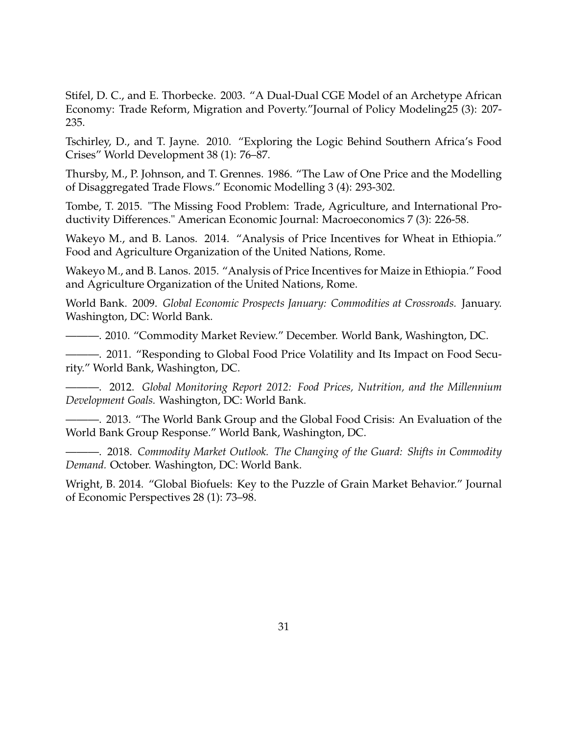Stifel, D. C., and E. Thorbecke. 2003. "A Dual-Dual CGE Model of an Archetype African Economy: Trade Reform, Migration and Poverty."Journal of Policy Modeling25 (3): 207-235.

Tschirley, D., and T. Jayne. 2010. "Exploring the Logic Behind Southern Africa's Food Crises" World Development 38 (1): 76–87.

Thursby, M., P. Johnson, and T. Grennes. 1986. "The Law of One Price and the Modelling of Disaggregated Trade Flows." Economic Modelling 3 (4): 293-302.

Tombe, T. 2015. "The Missing Food Problem: Trade, Agriculture, and International Productivity Differences." American Economic Journal: Macroeconomics 7 (3): 226-58.

Wakeyo M., and B. Lanos. 2014. "Analysis of Price Incentives for Wheat in Ethiopia." Food and Agriculture Organization of the United Nations, Rome.

Wakeyo M., and B. Lanos. 2015. "Analysis of Price Incentives for Maize in Ethiopia." Food and Agriculture Organization of the United Nations, Rome.

World Bank. 2009. *Global Economic Prospects January: Commodities at Crossroads.* January. Washington, DC: World Bank.

———. 2010. "Commodity Market Review." December. World Bank, Washington, DC.

———. 2011. "Responding to Global Food Price Volatility and Its Impact on Food Security." World Bank, Washington, DC.

———. 2012. *Global Monitoring Report 2012: Food Prices, Nutrition, and the Millennium Development Goals.* Washington, DC: World Bank.

———. 2013. "The World Bank Group and the Global Food Crisis: An Evaluation of the World Bank Group Response." World Bank, Washington, DC.

———. 2018. *Commodity Market Outlook. The Changing of the Guard: Shifts in Commodity Demand.* October. Washington, DC: World Bank.

Wright, B. 2014. "Global Biofuels: Key to the Puzzle of Grain Market Behavior." Journal of Economic Perspectives 28 (1): 73–98.